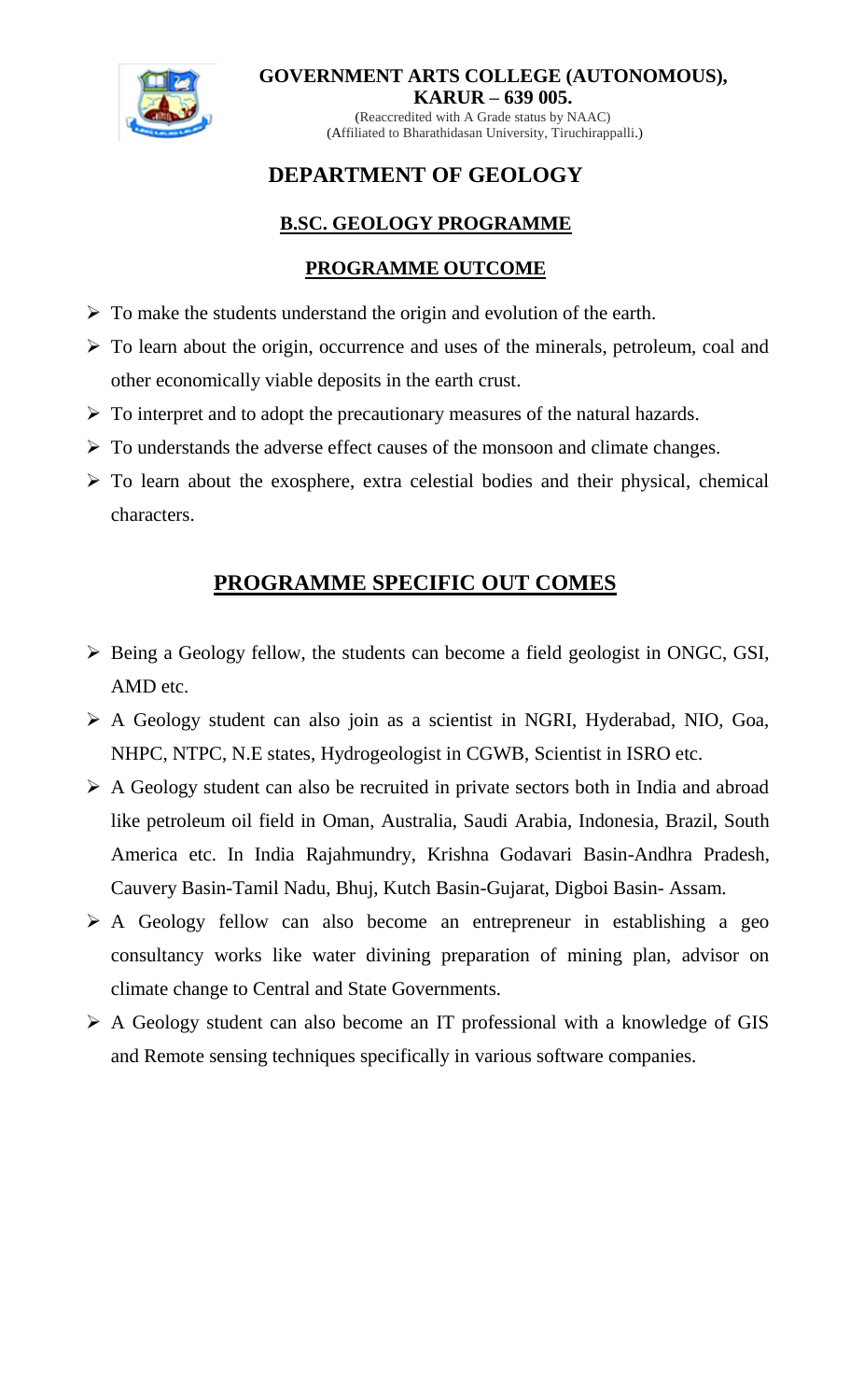**GOVERNMENT ARTS COLLEGE (AUTONOMOUS), KARUR – 639 005.**

(Reaccredited with A Grade status by NAAC)
(Affiliated to Bharathidasan University, Tiruchirappalli.)

# DEPARTMENT OF GEOLOGY

## B.SC. GEOLOGY PROGRAMME

### PROGRAMME OUTCOME

- To make the students understand the origin and evolution of the earth.
- To learn about the origin, occurrence and uses of the minerals, petroleum, coal and other economically viable deposits in the earth crust.
- To interpret and to adopt the precautionary measures of the natural hazards.
- To understands the adverse effect causes of the monsoon and climate changes.
- To learn about the exosphere, extra celestial bodies and their physical, chemical characters.

## PROGRAMME SPECIFIC OUT COMES

- Being a Geology fellow, the students can become a field geologist in ONGC, GSI, AMD etc.
- A Geology student can also join as a scientist in NGRI, Hyderabad, NIO, Goa, NHPC, NTPC, N.E states, Hydrogeologist in CGWB, Scientist in ISRO etc.
- A Geology student can also be recruited in private sectors both in India and abroad like petroleum oil field in Oman, Australia, Saudi Arabia, Indonesia, Brazil, South America etc. In India Rajahmundry, Krishna Godavari Basin-Andhra Pradesh, Cauvery Basin-Tamil Nadu, Bhuj, Kutch Basin-Gujarat, Digboi Basin- Assam.
- A Geology fellow can also become an entrepreneur in establishing a geo consultancy works like water divining preparation of mining plan, advisor on climate change to Central and State Governments.
- A Geology student can also become an IT professional with a knowledge of GIS and Remote sensing techniques specifically in various software companies.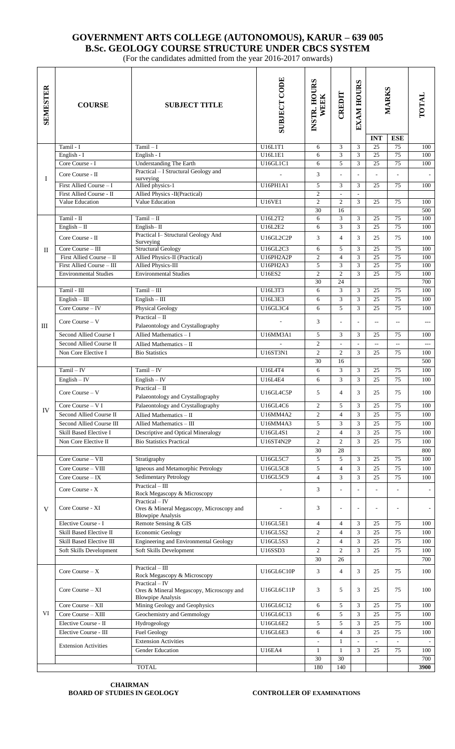# GOVERNMENT ARTS COLLEGE (AUTONOMOUS), KARUR – 639 005
## B.Sc. GEOLOGY COURSE STRUCTURE UNDER CBCS SYSTEM

(For the candidates admitted from the year 2016-2017 onwards)

| SEMESTER | COURSE | SUBJECT TITLE | SUBJECT CODE | INSTR. HOURS WEEK | CREDIT | EXAM HOURS | MARKS | | TOTAL |
|---|---|---|---|---|---|---|---|---|---|
| | | | | | | | INT | ESE | |
| I | Tamil - I | Tamil – I | U16L1T1 | 6 | 3 | 3 | 25 | 75 | 100 |
| | English - I | English - I | U16L1E1 | 6 | 3 | 3 | 25 | 75 | 100 |
| | Core Course - I | Understanding The Earth | U16GL1C1 | 6 | 5 | 3 | 25 | 75 | 100 |
| | Core Course - II | Practical – I Structural Geology and surveying | - | 3 | - | - | - | - | - |
| | First Allied Course – I | Allied physics-1 | U16PH1A1 | 5 | 3 | 3 | 25 | 75 | 100 |
| | First Allied Course - II | Allied Physics -II(Practical) | | 2 | - | - | | | |
| | Value Education | Value Education | U16VE1 | 2 | 2 | 3 | 25 | 75 | 100 |
| | | | | 30 | 16 | | | | 500 |
| II | Tamil - II | Tamil – II | U16L2T2 | 6 | 3 | 3 | 25 | 75 | 100 |
| | English – II | English– II | U16L2E2 | 6 | 3 | 3 | 25 | 75 | 100 |
| | Core Course - II | Practical I– Structural Geology And Surveying | U16GL2C2P | 3 | 4 | 3 | 25 | 75 | 100 |
| | Core Course – III | Structural Geology | U16GL2C3 | 6 | 5 | 3 | 25 | 75 | 100 |
| | First Allied Course – II | Allied Physics-II (Practical) | U16PH2A2P | 2 | 4 | 3 | 25 | 75 | 100 |
| | First Allied Course – III | Allied Physics-III | U16PH2A3 | 5 | 3 | 3 | 25 | 75 | 100 |
| | Environmental Studies | Environmental Studies | U16ES2 | 2 | 2 | 3 | 25 | 75 | 100 |
| | | | | 30 | 24 | | | | 700 |
| III | Tamil - III | Tamil – III | U16L3T3 | 6 | 3 | 3 | 25 | 75 | 100 |
| | English – III | English – III | U16L3E3 | 6 | 3 | 3 | 25 | 75 | 100 |
| | Core Course – IV | Physical Geology | U16GL3C4 | 6 | 5 | 3 | 25 | 75 | 100 |
| | Core Course – V | Practical – II Palaeontology and Crystallography | - | 3 | - | - | -- | -- | --- |
| | Second Allied Course I | Allied Mathematics – I | U16MM3A1 | 5 | 3 | 3 | 25 | 75 | 100 |
| | Second Allied Course II | Allied Mathematics – II | - | 2 | - | - | -- | -- | --- |
| | Non Core Elective I | Bio Statistics | U16ST3N1 | 2 | 2 | 3 | 25 | 75 | 100 |
| | | | | 30 | 16 | | | | 500 |
| IV | Tamil – IV | Tamil – IV | U16L4T4 | 6 | 3 | 3 | 25 | 75 | 100 |
| | English – IV | English – IV | U16L4E4 | 6 | 3 | 3 | 25 | 75 | 100 |
| | Core Course – V | Practical – II Palaeontology and Crystallography | U16GL4C5P | 5 | 4 | 3 | 25 | 75 | 100 |
| | Core Course – V I | Palaeontology and Crystallography | U16GL4C6 | 2 | 5 | 3 | 25 | 75 | 100 |
| | Second Allied Course II | Allied Mathematics – II | U16MM4A2 | 2 | 4 | 3 | 25 | 75 | 100 |
| | Second Allied Course III | Allied Mathematics – III | U16MM4A3 | 5 | 3 | 3 | 25 | 75 | 100 |
| | Skill Based Elective I | Descriptive and Optical Mineralogy | U16GL4S1 | 2 | 4 | 3 | 25 | 75 | 100 |
| | Non Core Elective II | Bio Statistics Practical | U16ST4N2P | 2 | 2 | 3 | 25 | 75 | 100 |
| | | | | 30 | 28 | | | | 800 |
| V | Core Course – VII | Stratigraphy | U16GL5C7 | 5 | 5 | 3 | 25 | 75 | 100 |
| | Core Course – VIII | Igneous and Metamorphic Petrology | U16GL5C8 | 5 | 4 | 3 | 25 | 75 | 100 |
| | Core Course – IX | Sedimentary Petrology | U16GL5C9 | 4 | 3 | 3 | 25 | 75 | 100 |
| | Core Course - X | Practical – III Rock Megascopy & Microscopy | - | 3 | - | - | - | - | - |
| | Core Course - XI | Practical – IV Ores & Mineral Megascopy, Microscopy and Blowpipe Analysis | - | 3 | - | - | - | - | - |
| | Elective Course - I | Remote Sensing & GIS | U16GL5E1 | 4 | 4 | 3 | 25 | 75 | 100 |
| | Skill Based Elective II | Economic Geology | U16GL5S2 | 2 | 4 | 3 | 25 | 75 | 100 |
| | Skill Based Elective III | Engineering and Environmental Geology | U16GL5S3 | 2 | 4 | 3 | 25 | 75 | 100 |
| | Soft Skills Development | Soft Skills Development | U16SSD3 | 2 | 2 | 3 | 25 | 75 | 100 |
| | | | | 30 | 26 | | | | 700 |
| VI | Core Course – X | Practical – III Rock Megascopy & Microscopy | U16GL6C10P | 3 | 4 | 3 | 25 | 75 | 100 |
| | Core Course – XI | Practical – IV Ores & Mineral Megascopy, Microscopy and Blowpipe Analysis | U16GL6C11P | 3 | 5 | 3 | 25 | 75 | 100 |
| | Core Course – XII | Mining Geology and Geophysics | U16GL6C12 | 6 | 5 | 3 | 25 | 75 | 100 |
| | Core Course – XIII | Geochemistry and Gemmology | U16GL6C13 | 6 | 5 | 3 | 25 | 75 | 100 |
| | Elective Course - II | Hydrogeology | U16GL6E2 | 5 | 5 | 3 | 25 | 75 | 100 |
| | Elective Course - III | Fuel Geology | U16GL6E3 | 6 | 4 | 3 | 25 | 75 | 100 |
| | Extension Activities | Extension Activities | | - | 1 | - | - | - | - |
| | | Gender Education | U16EA4 | 1 | 1 | 3 | 25 | 75 | 100 |
| | | | | 30 | 30 | | | | 700 |
| | | TOTAL | | 180 | 140 | | | | 3900 |

**CHAIRMAN**
**BOARD OF STUDIES IN GEOLOGY**

**CONTROLLER OF EXAMINATIONS**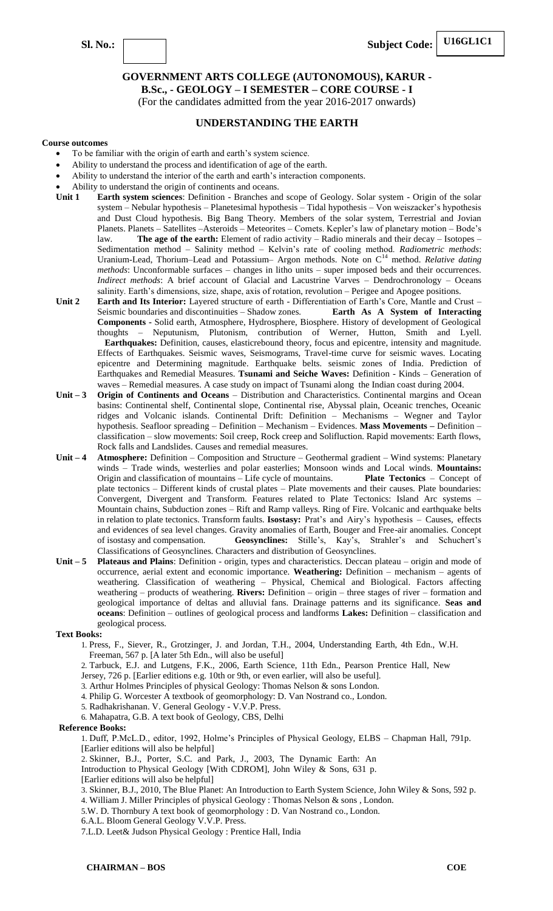**Sl. No.:** | **Subject Code: U16GL1C1**

# GOVERNMENT ARTS COLLEGE (AUTONOMOUS), KARUR -

## B.Sc., - GEOLOGY – I SEMESTER – CORE COURSE - I

(For the candidates admitted from the year 2016-2017 onwards)

## UNDERSTANDING THE EARTH

**Course outcomes**

- To be familiar with the origin of earth and earth's system science.
- Ability to understand the process and identification of age of the earth.
- Ability to understand the interior of the earth and earth's interaction components.
- Ability to understand the origin of continents and oceans.

**Unit 1** **Earth system sciences**: Definition - Branches and scope of Geology. Solar system - Origin of the solar system – Nebular hypothesis – Planetesimal hypothesis – Tidal hypothesis – Von weiszacker's hypothesis and Dust Cloud hypothesis. Big Bang Theory. Members of the solar system, Terrestrial and Jovian Planets. Planets – Satellites –Asteroids – Meteorites – Comets. Kepler's law of planetary motion – Bode's law. **The age of the earth:** Element of radio activity – Radio minerals and their decay – Isotopes – Sedimentation method – Salinity method – Kelvin's rate of cooling method. *Radiometric methods*: Uranium-Lead, Thorium–Lead and Potassium– Argon methods. Note on $C^{14}$ method. *Relative dating methods*: Unconformable surfaces – changes in litho units – super imposed beds and their occurrences. *Indirect methods*: A brief account of Glacial and Lacustrine Varves – Dendrochronology – Oceans salinity. Earth's dimensions, size, shape, axis of rotation, revolution – Perigee and Apogee positions.

**Unit 2** **Earth and Its Interior:** Layered structure of earth - Differentiation of Earth's Core, Mantle and Crust – Seismic boundaries and discontinuities – Shadow zones. **Earth As A System of Interacting Components** - Solid earth, Atmosphere, Hydrosphere, Biosphere. History of development of Geological thoughts – Neputunism, Plutonism, contribution of Werner, Hutton, Smith and Lyell. **Earthquakes:** Definition, causes, elasticrebound theory, focus and epicentre, intensity and magnitude. Effects of Earthquakes. Seismic waves, Seismograms, Travel-time curve for seismic waves. Locating epicentre and Determining magnitude. Earthquake belts. seismic zones of India. Prediction of Earthquakes and Remedial Measures. **Tsunami and Seiche Waves:** Definition - Kinds – Generation of waves – Remedial measures. A case study on impact of Tsunami along the Indian coast during 2004.

**Unit – 3** **Origin of Continents and Oceans** – Distribution and Characteristics. Continental margins and Ocean basins: Continental shelf, Continental slope, Continental rise, Abyssal plain, Oceanic trenches, Oceanic ridges and Volcanic islands. Continental Drift: Definition – Mechanisms – Wegner and Taylor hypothesis. Seafloor spreading – Definition – Mechanism – Evidences. **Mass Movements –** Definition – classification – slow movements: Soil creep, Rock creep and Solifluction. Rapid movements: Earth flows, Rock falls and Landslides. Causes and remedial measures.

**Unit – 4** **Atmosphere:** Definition – Composition and Structure – Geothermal gradient – Wind systems: Planetary winds – Trade winds, westerlies and polar easterlies; Monsoon winds and Local winds. **Mountains:** Origin and classification of mountains – Life cycle of mountains. **Plate Tectonics** – Concept of plate tectonics – Different kinds of crustal plates – Plate movements and their causes. Plate boundaries: Convergent, Divergent and Transform. Features related to Plate Tectonics: Island Arc systems – Mountain chains, Subduction zones – Rift and Ramp valleys. Ring of Fire. Volcanic and earthquake belts in relation to plate tectonics. Transform faults. **Isostasy:** Prat's and Airy's hypothesis – Causes, effects and evidences of sea level changes. Gravity anomalies of Earth, Bouger and Free-air anomalies. Concept of isostasy and compensation. **Geosynclines:** Stille's, Kay's, Strahler's and Schuchert's Classifications of Geosynclines. Characters and distribution of Geosynclines.

**Unit – 5** **Plateaus and Plains**: Definition - origin, types and characteristics. Deccan plateau – origin and mode of occurrence, aerial extent and economic importance. **Weathering:** Definition – mechanism – agents of weathering. Classification of weathering – Physical, Chemical and Biological. Factors affecting weathering – products of weathering. **Rivers:** Definition – origin – three stages of river – formation and geological importance of deltas and alluvial fans. Drainage patterns and its significance. **Seas and oceans**: Definition – outlines of geological process and landforms **Lakes:** Definition – classification and geological process.

**Text Books:**

1. Press, F., Siever, R., Grotzinger, J. and Jordan, T.H., 2004, Understanding Earth, 4th Edn., W.H. Freeman, 567 p. [A later 5th Edn., will also be useful]
2. Tarbuck, E.J. and Lutgens, F.K., 2006, Earth Science, 11th Edn., Pearson Prentice Hall, New Jersey, 726 p. [Earlier editions e.g. 10th or 9th, or even earlier, will also be useful].
3. Arthur Holmes Principles of physical Geology: Thomas Nelson & sons London.
4. Philip G. Worcester A textbook of geomorphology: D. Van Nostrand co., London.
5. Radhakrishanan. V. General Geology - V.V.P. Press.
6. Mahapatra, G.B. A text book of Geology, CBS, Delhi

**Reference Books:**

1. Duff, P.McL.D., editor, 1992, Holme's Principles of Physical Geology, ELBS – Chapman Hall, 791p. [Earlier editions will also be helpful]
2. Skinner, B.J., Porter, S.C. and Park, J., 2003, The Dynamic Earth: An Introduction to Physical Geology [With CDROM], John Wiley & Sons, 631 p. [Earlier editions will also be helpful]
3. Skinner, B.J., 2010, The Blue Planet: An Introduction to Earth System Science, John Wiley & Sons, 592 p.
4. William J. Miller Principles of physical Geology : Thomas Nelson & sons , London.
5. W. D. Thornbury A text book of geomorphology : D. Van Nostrand co., London.
6. A.L. Bloom General Geology V.V.P. Press.
7. L.D. Leet& Judson Physical Geology : Prentice Hall, India

**CHAIRMAN – BOS** **COE**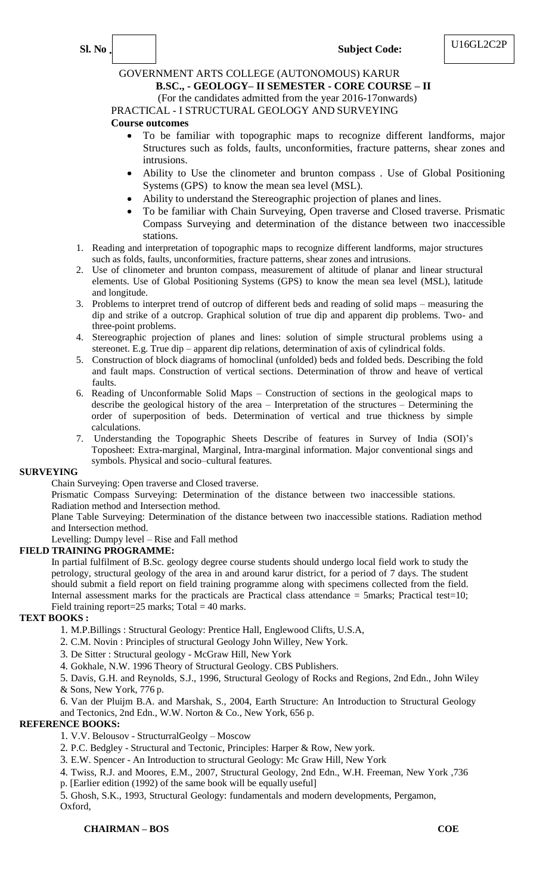**Sl. No .** | | **Subject Code:** U16GL2C2P

GOVERNMENT ARTS COLLEGE (AUTONOMOUS) KARUR

**B.SC., - GEOLOGY– II SEMESTER - CORE COURSE – II**

(For the candidates admitted from the year 2016-17onwards)

PRACTICAL - I STRUCTURAL GEOLOGY AND SURVEYING

**Course outcomes**

- To be familiar with topographic maps to recognize different landforms, major Structures such as folds, faults, unconformities, fracture patterns, shear zones and intrusions.
- Ability to Use the clinometer and brunton compass . Use of Global Positioning Systems (GPS) to know the mean sea level (MSL).
- Ability to understand the Stereographic projection of planes and lines.
- To be familiar with Chain Surveying, Open traverse and Closed traverse. Prismatic Compass Surveying and determination of the distance between two inaccessible stations.

1. Reading and interpretation of topographic maps to recognize different landforms, major structures such as folds, faults, unconformities, fracture patterns, shear zones and intrusions.
2. Use of clinometer and brunton compass, measurement of altitude of planar and linear structural elements. Use of Global Positioning Systems (GPS) to know the mean sea level (MSL), latitude and longitude.
3. Problems to interpret trend of outcrop of different beds and reading of solid maps – measuring the dip and strike of a outcrop. Graphical solution of true dip and apparent dip problems. Two- and three-point problems.
4. Stereographic projection of planes and lines: solution of simple structural problems using a stereonet. E.g. True dip – apparent dip relations, determination of axis of cylindrical folds.
5. Construction of block diagrams of homoclinal (unfolded) beds and folded beds. Describing the fold and fault maps. Construction of vertical sections. Determination of throw and heave of vertical faults.
6. Reading of Unconformable Solid Maps – Construction of sections in the geological maps to describe the geological history of the area – Interpretation of the structures – Determining the order of superposition of beds. Determination of vertical and true thickness by simple calculations.
7. Understanding the Topographic Sheets Describe of features in Survey of India (SOI)'s Toposheet: Extra-marginal, Marginal, Intra-marginal information. Major conventional sings and symbols. Physical and socio–cultural features.

**SURVEYING**

Chain Surveying: Open traverse and Closed traverse.

Prismatic Compass Surveying: Determination of the distance between two inaccessible stations. Radiation method and Intersection method.

Plane Table Surveying: Determination of the distance between two inaccessible stations. Radiation method and Intersection method.

Levelling: Dumpy level – Rise and Fall method

**FIELD TRAINING PROGRAMME:**

In partial fulfilment of B.Sc. geology degree course students should undergo local field work to study the petrology, structural geology of the area in and around karur district, for a period of 7 days. The student should submit a field report on field training programme along with specimens collected from the field. Internal assessment marks for the practicals are Practical class attendance = 5marks; Practical test=10; Field training report=25 marks; Total = 40 marks.

**TEXT BOOKS :**

1. M.P.Billings : Structural Geology: Prentice Hall, Englewood Cliffs, U.S.A,
2. C.M. Novin : Principles of structural Geology John Willey, New York.
3. De Sitter : Structural geology - McGraw Hill, New York
4. Gokhale, N.W. 1996 Theory of Structural Geology. CBS Publishers.
5. Davis, G.H. and Reynolds, S.J., 1996, Structural Geology of Rocks and Regions, 2nd Edn., John Wiley & Sons, New York, 776 p.
6. Van der Pluijm B.A. and Marshak, S., 2004, Earth Structure: An Introduction to Structural Geology and Tectonics, 2nd Edn., W.W. Norton & Co., New York, 656 p.

**REFERENCE BOOKS:**

1. V.V. Belousov - StructurralGeolgy – Moscow
2. P.C. Bedgley - Structural and Tectonic, Principles: Harper & Row, New york.
3. E.W. Spencer - An Introduction to structural Geology: Mc Graw Hill, New York
4. Twiss, R.J. and Moores, E.M., 2007, Structural Geology, 2nd Edn., W.H. Freeman, New York ,736 p. [Earlier edition (1992) of the same book will be equally useful]
5. Ghosh, S.K., 1993, Structural Geology: fundamentals and modern developments, Pergamon, Oxford,

**CHAIRMAN – BOS** **COE**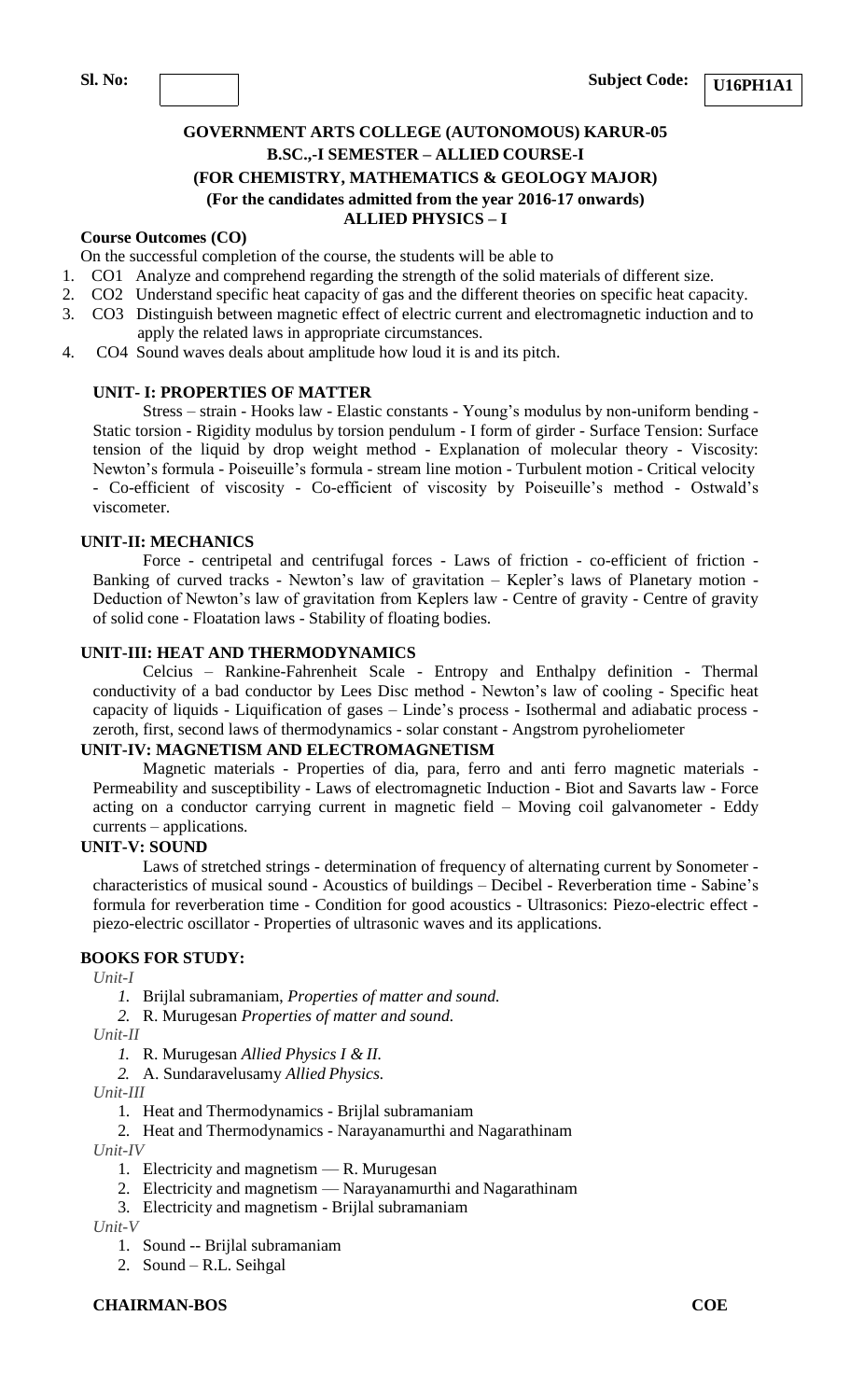**Sl. No:** | | **Subject Code:** **U16PH1A1**

# GOVERNMENT ARTS COLLEGE (AUTONOMOUS) KARUR-05
## B.SC.,-I SEMESTER – ALLIED COURSE-I
## (FOR CHEMISTRY, MATHEMATICS & GEOLOGY MAJOR)
### (For the candidates admitted from the year 2016-17 onwards)
### ALLIED PHYSICS – I

**Course Outcomes (CO)**

On the successful completion of the course, the students will be able to

1. CO1 Analyze and comprehend regarding the strength of the solid materials of different size.
2. CO2 Understand specific heat capacity of gas and the different theories on specific heat capacity.
3. CO3 Distinguish between magnetic effect of electric current and electromagnetic induction and to apply the related laws in appropriate circumstances.
4. CO4 Sound waves deals about amplitude how loud it is and its pitch.

**UNIT- I: PROPERTIES OF MATTER**

Stress – strain - Hooks law - Elastic constants - Young's modulus by non-uniform bending - Static torsion - Rigidity modulus by torsion pendulum - I form of girder - Surface Tension: Surface tension of the liquid by drop weight method - Explanation of molecular theory - Viscosity: Newton's formula - Poiseuille's formula - stream line motion - Turbulent motion - Critical velocity - Co-efficient of viscosity - Co-efficient of viscosity by Poiseuille's method - Ostwald's viscometer.

**UNIT-II: MECHANICS**

Force - centripetal and centrifugal forces - Laws of friction - co-efficient of friction - Banking of curved tracks - Newton's law of gravitation – Kepler's laws of Planetary motion - Deduction of Newton's law of gravitation from Keplers law - Centre of gravity - Centre of gravity of solid cone - Floatation laws - Stability of floating bodies.

**UNIT-III: HEAT AND THERMODYNAMICS**

Celcius – Rankine-Fahrenheit Scale - Entropy and Enthalpy definition - Thermal conductivity of a bad conductor by Lees Disc method - Newton's law of cooling - Specific heat capacity of liquids - Liquification of gases – Linde's process - Isothermal and adiabatic process - zeroth, first, second laws of thermodynamics - solar constant - Angstrom pyroheliometer

**UNIT-IV: MAGNETISM AND ELECTROMAGNETISM**

Magnetic materials - Properties of dia, para, ferro and anti ferro magnetic materials - Permeability and susceptibility - Laws of electromagnetic Induction - Biot and Savarts law - Force acting on a conductor carrying current in magnetic field – Moving coil galvanometer - Eddy currents – applications.

**UNIT-V: SOUND**

Laws of stretched strings - determination of frequency of alternating current by Sonometer - characteristics of musical sound - Acoustics of buildings – Decibel - Reverberation time - Sabine's formula for reverberation time - Condition for good acoustics - Ultrasonics: Piezo-electric effect - piezo-electric oscillator - Properties of ultrasonic waves and its applications.

**BOOKS FOR STUDY:**

*Unit-I*

1. Brijlal subramaniam, *Properties of matter and sound.*
2. R. Murugesan *Properties of matter and sound.*

*Unit-II*

1. R. Murugesan *Allied Physics I & II.*
2. A. Sundaravelusamy *Allied Physics.*

*Unit-III*

1. Heat and Thermodynamics - Brijlal subramaniam
2. Heat and Thermodynamics - Narayanamurthi and Nagarathinam

*Unit-IV*

1. Electricity and magnetism — R. Murugesan
2. Electricity and magnetism — Narayanamurthi and Nagarathinam
3. Electricity and magnetism - Brijlal subramaniam

*Unit-V*

1. Sound -- Brijlal subramaniam
2. Sound – R.L. Seihgal

**CHAIRMAN-BOS** **COE**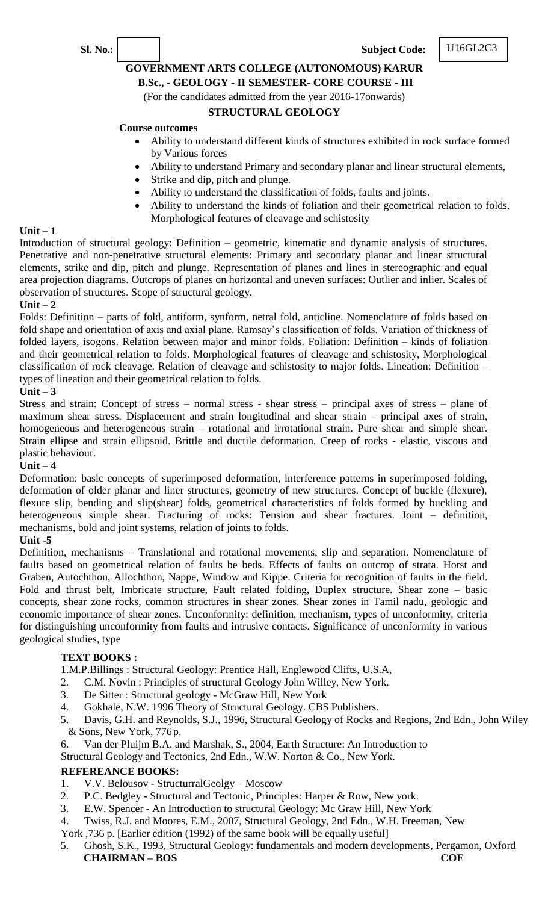**Sl. No.:** | **Subject Code:** U16GL2C3

**GOVERNMENT ARTS COLLEGE (AUTONOMOUS) KARUR**

**B.Sc., - GEOLOGY - II SEMESTER- CORE COURSE - III**

(For the candidates admitted from the year 2016-17onwards)

**STRUCTURAL GEOLOGY**

**Course outcomes**

- Ability to understand different kinds of structures exhibited in rock surface formed by Various forces
- Ability to understand Primary and secondary planar and linear structural elements,
- Strike and dip, pitch and plunge.
- Ability to understand the classification of folds, faults and joints.
- Ability to understand the kinds of foliation and their geometrical relation to folds. Morphological features of cleavage and schistosity

**Unit – 1**

Introduction of structural geology: Definition – geometric, kinematic and dynamic analysis of structures. Penetrative and non-penetrative structural elements: Primary and secondary planar and linear structural elements, strike and dip, pitch and plunge. Representation of planes and lines in stereographic and equal area projection diagrams. Outcrops of planes on horizontal and uneven surfaces: Outlier and inlier. Scales of observation of structures. Scope of structural geology.

**Unit – 2**

Folds: Definition – parts of fold, antiform, synform, netral fold, anticline. Nomenclature of folds based on fold shape and orientation of axis and axial plane. Ramsay's classification of folds. Variation of thickness of folded layers, isogons. Relation between major and minor folds. Foliation: Definition – kinds of foliation and their geometrical relation to folds. Morphological features of cleavage and schistosity, Morphological classification of rock cleavage. Relation of cleavage and schistosity to major folds. Lineation: Definition – types of lineation and their geometrical relation to folds.

**Unit – 3**

Stress and strain: Concept of stress – normal stress - shear stress – principal axes of stress – plane of maximum shear stress. Displacement and strain longitudinal and shear strain – principal axes of strain, homogeneous and heterogeneous strain – rotational and irrotational strain. Pure shear and simple shear. Strain ellipse and strain ellipsoid. Brittle and ductile deformation. Creep of rocks - elastic, viscous and plastic behaviour.

**Unit – 4**

Deformation: basic concepts of superimposed deformation, interference patterns in superimposed folding, deformation of older planar and liner structures, geometry of new structures. Concept of buckle (flexure), flexure slip, bending and slip(shear) folds, geometrical characteristics of folds formed by buckling and heterogeneous simple shear. Fracturing of rocks: Tension and shear fractures. Joint – definition, mechanisms, bold and joint systems, relation of joints to folds.

**Unit -5**

Definition, mechanisms – Translational and rotational movements, slip and separation. Nomenclature of faults based on geometrical relation of faults be beds. Effects of faults on outcrop of strata. Horst and Graben, Autochthon, Allochthon, Nappe, Window and Kippe. Criteria for recognition of faults in the field. Fold and thrust belt, Imbricate structure, Fault related folding, Duplex structure. Shear zone – basic concepts, shear zone rocks, common structures in shear zones. Shear zones in Tamil nadu, geologic and economic importance of shear zones. Unconformity: definition, mechanism, types of unconformity, criteria for distinguishing unconformity from faults and intrusive contacts. Significance of unconformity in various geological studies, type

**TEXT BOOKS :**

1. M.P.Billings : Structural Geology: Prentice Hall, Englewood Cliffs, U.S.A,
2. C.M. Novin : Principles of structural Geology John Willey, New York.
3. De Sitter : Structural geology - McGraw Hill, New York
4. Gokhale, N.W. 1996 Theory of Structural Geology. CBS Publishers.
5. Davis, G.H. and Reynolds, S.J., 1996, Structural Geology of Rocks and Regions, 2nd Edn., John Wiley & Sons, New York, 776 p.
6. Van der Pluijm B.A. and Marshak, S., 2004, Earth Structure: An Introduction to Structural Geology and Tectonics, 2nd Edn., W.W. Norton & Co., New York.

**REFEREANCE BOOKS:**

1. V.V. Belousov - StructurralGeolgy – Moscow
2. P.C. Bedgley - Structural and Tectonic, Principles: Harper & Row, New york.
3. E.W. Spencer - An Introduction to structural Geology: Mc Graw Hill, New York
4. Twiss, R.J. and Moores, E.M., 2007, Structural Geology, 2nd Edn., W.H. Freeman, New York ,736 p. [Earlier edition (1992) of the same book will be equally useful]
5. Ghosh, S.K., 1993, Structural Geology: fundamentals and modern developments, Pergamon, Oxford

**CHAIRMAN – BOS** **COE**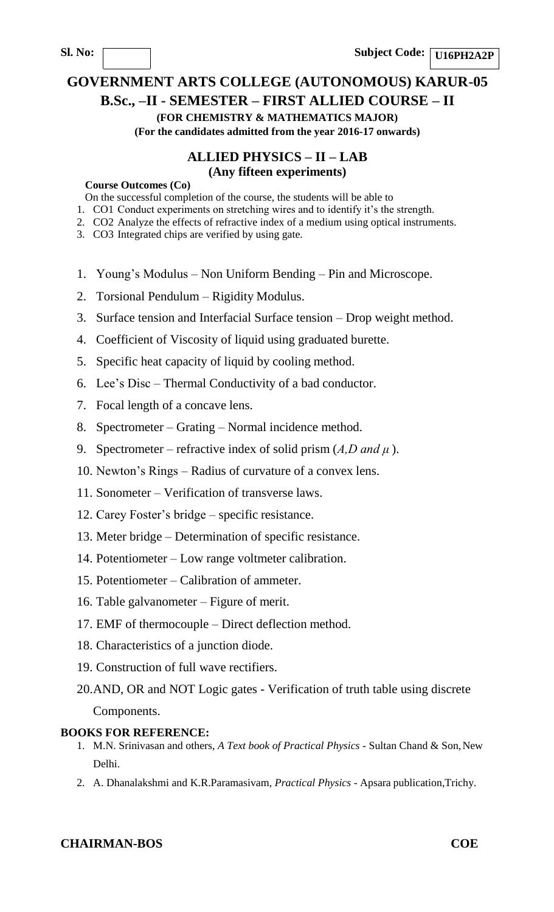**Sl. No:** **Subject Code:** **U16PH2A2P**

# GOVERNMENT ARTS COLLEGE (AUTONOMOUS) KARUR-05

## B.Sc., –II - SEMESTER – FIRST ALLIED COURSE – II

**(FOR CHEMISTRY & MATHEMATICS MAJOR)**

**(For the candidates admitted from the year 2016-17 onwards)**

## ALLIED PHYSICS – II – LAB

**(Any fifteen experiments)**

**Course Outcomes (Co)**

On the successful completion of the course, the students will be able to

1. CO1 Conduct experiments on stretching wires and to identify it's the strength.
2. CO2 Analyze the effects of refractive index of a medium using optical instruments.
3. CO3 Integrated chips are verified by using gate.

1. Young's Modulus – Non Uniform Bending – Pin and Microscope.
2. Torsional Pendulum – Rigidity Modulus.
3. Surface tension and Interfacial Surface tension – Drop weight method.
4. Coefficient of Viscosity of liquid using graduated burette.
5. Specific heat capacity of liquid by cooling method.
6. Lee's Disc – Thermal Conductivity of a bad conductor.
7. Focal length of a concave lens.
8. Spectrometer – Grating – Normal incidence method.
9. Spectrometer – refractive index of solid prism ($A, D$ *and* $\mu$).
10. Newton's Rings – Radius of curvature of a convex lens.
11. Sonometer – Verification of transverse laws.
12. Carey Foster's bridge – specific resistance.
13. Meter bridge – Determination of specific resistance.
14. Potentiometer – Low range voltmeter calibration.
15. Potentiometer – Calibration of ammeter.
16. Table galvanometer – Figure of merit.
17. EMF of thermocouple – Direct deflection method.
18. Characteristics of a junction diode.
19. Construction of full wave rectifiers.
20. AND, OR and NOT Logic gates - Verification of truth table using discrete Components.

**BOOKS FOR REFERENCE:**

1. M.N. Srinivasan and others, *A Text book of Practical Physics* - Sultan Chand & Son, New Delhi.
2. A. Dhanalakshmi and K.R.Paramasivam, *Practical Physics* - Apsara publication, Trichy.

**CHAIRMAN-BOS** **COE**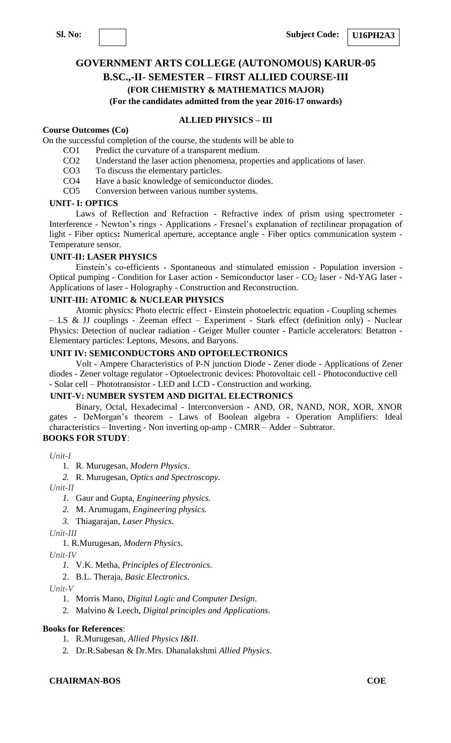**Sl. No:** **Subject Code: U16PH2A3**

# GOVERNMENT ARTS COLLEGE (AUTONOMOUS) KARUR-05

## B.SC.,-II- SEMESTER – FIRST ALLIED COURSE-III

### (FOR CHEMISTRY & MATHEMATICS MAJOR)

**(For the candidates admitted from the year 2016-17 onwards)**

### ALLIED PHYSICS – III

**Course Outcomes (Co)**

On the successful completion of the course, the students will be able to

- CO1 Predict the curvature of a transparent medium.
- CO2 Understand the laser action phenomena, properties and applications of laser.
- CO3 To discuss the elementary particles.
- CO4 Have a basic knowledge of semiconductor diodes.
- CO5 Conversion between various number systems.

**UNIT- I: OPTICS**

Laws of Reflection and Refraction - Refractive index of prism using spectrometer - Interference - Newton's rings - Applications - Fresnel's explanation of rectilinear propagation of light - Fiber optics**:** Numerical aperture, acceptance angle - Fiber optics communication system - Temperature sensor.

**UNIT-II: LASER PHYSICS**

Einstein's co-efficients - Spontaneous and stimulated emission - Population inversion - Optical pumping - Condition for Laser action - Semiconductor laser - $CO_2$ laser - Nd-YAG laser - Applications of laser - Holography - Construction and Reconstruction.

**UNIT-III: ATOMIC & NUCLEAR PHYSICS**

Atomic physics: Photo electric effect - Einstein photoelectric equation - Coupling schemes – LS & JJ couplings - Zeeman effect – Experiment - Stark effect (definition only) - Nuclear Physics: Detection of nuclear radiation - Geiger Muller counter - Particle accelerators: Betatron - Elementary particles: Leptons, Mesons, and Baryons.

**UNIT IV: SEMICONDUCTORS AND OPTOELECTRONICS**

Volt - Ampere Characteristics of P-N junction Diode - Zener diode - Applications of Zener diodes - Zener voltage regulator - Optoelectronic devices: Photovoltaic cell - Photoconductive cell - Solar cell – Phototransistor - LED and LCD - Construction and working.

**UNIT-V: NUMBER SYSTEM AND DIGITAL ELECTRONICS**

Binary, Octal, Hexadecimal - Interconversion - AND, OR, NAND, NOR, XOR, XNOR gates - DeMorgan's theorem - Laws of Boolean algebra - Operation Amplifiers: Ideal characteristics – Inverting - Non inverting op-amp - CMRR – Adder – Subtrator.

**BOOKS FOR STUDY**:

*Unit-I*

1. R. Murugesan, *Modern Physics*.
2. R. Murugesan, *Optics and Spectroscopy.*

*Unit-II*

1. Gaur and Gupta, *Engineering physics.*
2. M. Arumugam, *Engineering physics.*
3. Thiagarajan, *Laser Physics.*

*Unit-III*

1. R.Murugesan, *Modern Physics.*

*Unit-IV*

1. V.K. Metha, *Principles of Electronics.*
2. B.L. Theraja, *Basic Electronics*.

*Unit-V*

1. Morris Mano, *Digital Logic and Computer Design*.
2. Malvino & Leech, *Digital principles and Applications*.

**Books for References**:

1. R.Murugesan, *Allied Physics I&II*.
2. Dr.R.Sabesan & Dr.Mrs. Dhanalakshmi *Allied Physics*.

**CHAIRMAN-BOS** **COE**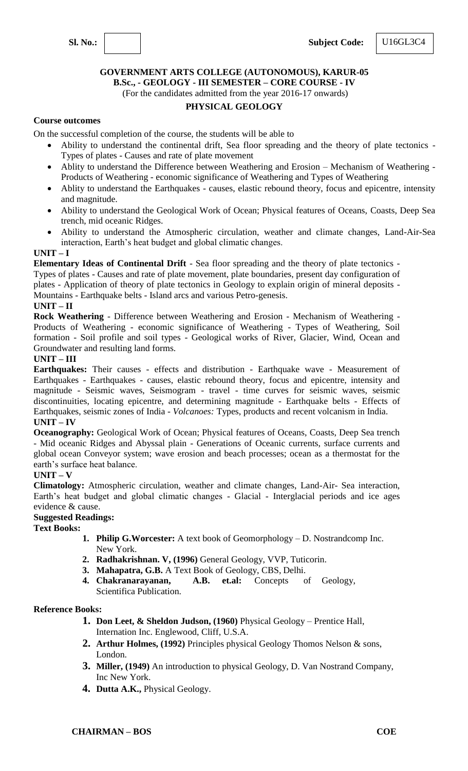**Sl. No.:** | | **Subject Code:** U16GL3C4

**GOVERNMENT ARTS COLLEGE (AUTONOMOUS), KARUR-05**
**B.Sc., - GEOLOGY - III SEMESTER – CORE COURSE - IV**
(For the candidates admitted from the year 2016-17 onwards)

## PHYSICAL GEOLOGY

**Course outcomes**

On the successful completion of the course, the students will be able to

- Ability to understand the continental drift, Sea floor spreading and the theory of plate tectonics - Types of plates - Causes and rate of plate movement
- Ablity to understand the Difference between Weathering and Erosion – Mechanism of Weathering - Products of Weathering - economic significance of Weathering and Types of Weathering
- Ablity to understand the Earthquakes - causes, elastic rebound theory, focus and epicentre, intensity and magnitude.
- Ability to understand the Geological Work of Ocean; Physical features of Oceans, Coasts, Deep Sea trench, mid oceanic Ridges.
- Ability to understand the Atmospheric circulation, weather and climate changes, Land-Air-Sea interaction, Earth's heat budget and global climatic changes.

**UNIT – I**

**Elementary Ideas of Continental Drift** - Sea floor spreading and the theory of plate tectonics - Types of plates - Causes and rate of plate movement, plate boundaries, present day configuration of plates - Application of theory of plate tectonics in Geology to explain origin of mineral deposits - Mountains - Earthquake belts - Island arcs and various Petro-genesis.

**UNIT – II**

**Rock Weathering** - Difference between Weathering and Erosion - Mechanism of Weathering - Products of Weathering - economic significance of Weathering - Types of Weathering, Soil formation - Soil profile and soil types - Geological works of River, Glacier, Wind, Ocean and Groundwater and resulting land forms.

**UNIT – III**

**Earthquakes:** Their causes - effects and distribution - Earthquake wave - Measurement of Earthquakes - Earthquakes - causes, elastic rebound theory, focus and epicentre, intensity and magnitude - Seismic waves, Seismogram - travel - time curves for seismic waves, seismic discontinuities, locating epicentre, and determining magnitude - Earthquake belts - Effects of Earthquakes, seismic zones of India - *Volcanoes:* Types, products and recent volcanism in India.

**UNIT – IV**

**Oceanography:** Geological Work of Ocean; Physical features of Oceans, Coasts, Deep Sea trench - Mid oceanic Ridges and Abyssal plain - Generations of Oceanic currents, surface currents and global ocean Conveyor system; wave erosion and beach processes; ocean as a thermostat for the earth's surface heat balance.

**UNIT – V**

**Climatology:** Atmospheric circulation, weather and climate changes, Land-Air- Sea interaction, Earth's heat budget and global climatic changes - Glacial - Interglacial periods and ice ages evidence & cause.

**Suggested Readings:**

**Text Books:**

1. **Philip G.Worcester:** A text book of Geomorphology – D. Nostrandcomp Inc. New York.
2. **Radhakrishnan. V, (1996)** General Geology, VVP, Tuticorin.
3. **Mahapatra, G.B.** A Text Book of Geology, CBS, Delhi.
4. **Chakranarayanan, A.B. et.al:** Concepts of Geology, Scientifica Publication.

**Reference Books:**

1. **Don Leet, & Sheldon Judson, (1960)** Physical Geology – Prentice Hall, Internation Inc. Englewood, Cliff, U.S.A.
2. **Arthur Holmes, (1992)** Principles physical Geology Thomos Nelson & sons, London.
3. **Miller, (1949)** An introduction to physical Geology, D. Van Nostrand Company, Inc New York.
4. **Dutta A.K.,** Physical Geology.

**CHAIRMAN – BOS** **COE**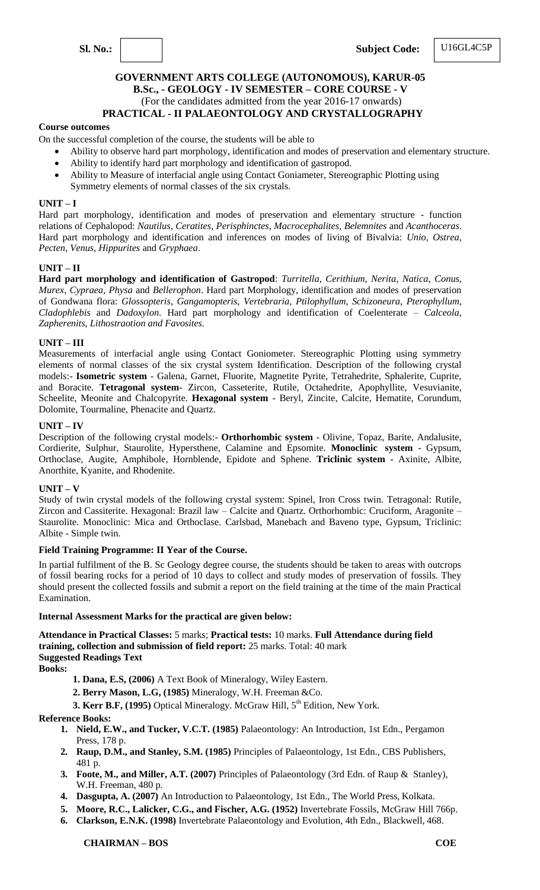**Sl. No.:** | | **Subject Code:** U16GL4C5P

**GOVERNMENT ARTS COLLEGE (AUTONOMOUS), KARUR-05**
**B.Sc., - GEOLOGY - IV SEMESTER – CORE COURSE - V**
(For the candidates admitted from the year 2016-17 onwards)
**PRACTICAL - II PALAEONTOLOGY AND CRYSTALLOGRAPHY**

**Course outcomes**

On the successful completion of the course, the students will be able to

- Ability to observe hard part morphology, identification and modes of preservation and elementary structure.
- Ability to identify hard part morphology and identification of gastropod.
- Ability to Measure of interfacial angle using Contact Goniameter, Stereographic Plotting using Symmetry elements of normal classes of the six crystals.

**UNIT – I**

Hard part morphology, identification and modes of preservation and elementary structure - function relations of Cephalopod: *Nautilus*, *Ceratites*, *Perisphinctes*, *Macrocephalites*, *Belemnites* and *Acanthoceras*. Hard part morphology and identification and inferences on modes of living of Bivalvia: *Unio*, *Ostrea*, *Pecten*, *Venus*, *Hippurites* and *Gryphaea*.

**UNIT – II**

**Hard part morphology and identification of Gastropod**: *Turritella*, *Cerithium*, *Nerita*, *Natica*, *Conus*, *Murex*, *Cypraea*, *Physa* and *Bellerophon*. Hard part Morphology, identification and modes of preservation of Gondwana flora: *Glossopteris*, *Gangamopteris*, *Vertebraria*, *Ptilophyllum*, *Schizoneura*, *Pterophyllum*, *Cladophlebis* and *Dadoxylon*. Hard part morphology and identification of Coelenterate – *Calceola*, *Zapherenits*, *Lithostraotion and Favosites*.

**UNIT – III**

Measurements of interfacial angle using Contact Goniometer. Stereographic Plotting using symmetry elements of normal classes of the six crystal system Identification. Description of the following crystal models:- **Isometric system** - Galena, Garnet, Fluorite, Magnetite Pyrite, Tetrahedrite, Sphalerite, Cuprite, and Boracite. **Tetragonal system**- Zircon, Casseterite, Rutile, Octahedrite, Apophyllite, Vesuvianite, Scheelite, Meonite and Chalcopyrite. **Hexagonal system** - Beryl, Zincite, Calcite, Hematite, Corundum, Dolomite, Tourmaline, Phenacite and Quartz.

**UNIT – IV**

Description of the following crystal models:- **Orthorhombic system** - Olivine, Topaz, Barite, Andalusite, Cordierite, Sulphur, Staurolite, Hypersthene, Calamine and Epsomite. **Monoclinic system** - Gypsum, Orthoclase, Augite, Amphibole, Hornblende, Epidote and Sphene. **Triclinic system** - Axinite, Albite, Anorthite, Kyanite, and Rhodenite.

**UNIT – V**

Study of twin crystal models of the following crystal system: Spinel, Iron Cross twin. Tetragonal: Rutile, Zircon and Cassiterite. Hexagonal: Brazil law – Calcite and Quartz. Orthorhombic: Cruciform, Aragonite – Staurolite. Monoclinic: Mica and Orthoclase. Carlsbad, Manebach and Baveno type, Gypsum, Triclinic: Albite - Simple twin.

**Field Training Programme: II Year of the Course.**

In partial fulfilment of the B. Sc Geology degree course, the students should be taken to areas with outcrops of fossil bearing rocks for a period of 10 days to collect and study modes of preservation of fossils. They should present the collected fossils and submit a report on the field training at the time of the main Practical Examination.

**Internal Assessment Marks for the practical are given below:**

**Attendance in Practical Classes:** 5 marks; **Practical tests:** 10 marks. **Full Attendance during field training, collection and submission of field report:** 25 marks. Total: 40 mark

**Suggested Readings Text Books:**

1. **Dana, E.S, (2006)** A Text Book of Mineralogy, Wiley Eastern.
2. **Berry Mason, L.G, (1985)** Mineralogy, W.H. Freeman &Co.
3. **Kerr B.F, (1995)** Optical Mineralogy. McGraw Hill, 5th Edition, New York.

**Reference Books:**

1. **Nield, E.W., and Tucker, V.C.T. (1985)** Palaeontology: An Introduction, 1st Edn., Pergamon Press, 178 p.
2. **Raup, D.M., and Stanley, S.M. (1985)** Principles of Palaeontology, 1st Edn., CBS Publishers, 481 p.
3. **Foote, M., and Miller, A.T. (2007)** Principles of Palaeontology (3rd Edn. of Raup & Stanley), W.H. Freeman, 480 p.
4. **Dasgupta, A. (2007)** An Introduction to Palaeontology, 1st Edn., The World Press, Kolkata.
5. **Moore, R.C., Lalicker, C.G., and Fischer, A.G. (1952)** Invertebrate Fossils, McGraw Hill 766p.
6. **Clarkson, E.N.K. (1998)** Invertebrate Palaeontology and Evolution, 4th Edn., Blackwell, 468.

**CHAIRMAN – BOS** **COE**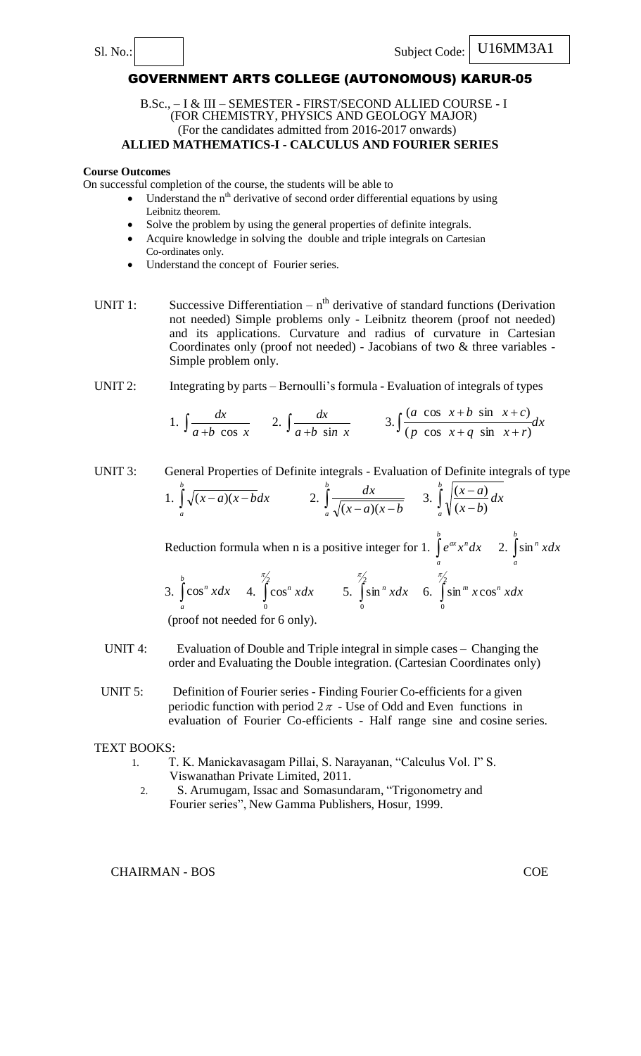Sl. No.: Subject Code: U16MM3A1

# GOVERNMENT ARTS COLLEGE (AUTONOMOUS) KARUR-05

B.Sc., – I & III – SEMESTER - FIRST/SECOND ALLIED COURSE - I
(FOR CHEMISTRY, PHYSICS AND GEOLOGY MAJOR)
(For the candidates admitted from 2016-2017 onwards)

**ALLIED MATHEMATICS-I - CALCULUS AND FOURIER SERIES**

**Course Outcomes**

On successful completion of the course, the students will be able to

- Understand the n[th] derivative of second order differential equations by using Leibnitz theorem.
- Solve the problem by using the general properties of definite integrals.
- Acquire knowledge in solving the double and triple integrals on Cartesian Co-ordinates only.
- Understand the concept of Fourier series.

UNIT 1: Successive Differentiation – n[th] derivative of standard functions (Derivation not needed) Simple problems only - Leibnitz theorem (proof not needed) and its applications. Curvature and radius of curvature in Cartesian Coordinates only (proof not needed) - Jacobians of two & three variables - Simple problem only.

UNIT 2: Integrating by parts – Bernoulli's formula - Evaluation of integrals of types

1. $\int \frac{dx}{a+b\cos x}$ 2. $\int \frac{dx}{a+b\sin x}$ 3. $\int \frac{(a\cos x+b\sin x+c)}{(p\cos x+q\sin x+r)}dx$

UNIT 3: General Properties of Definite integrals - Evaluation of Definite integrals of type

1. $\int_a^b \sqrt{(x-a)(x-b}dx$ 2. $\int_a^b \frac{dx}{\sqrt{(x-a)(x-b}}$ 3. $\int_a^b \sqrt{\frac{(x-a)}{(x-b)}}dx$

Reduction formula when n is a positive integer for 1. $\int_a^b e^{ax}x^n dx$ 2. $\int_a^b \sin^n x dx$

3. $\int_a^b \cos^n x dx$ 4. $\int_0^{\pi/2} \cos^n x dx$ 5. $\int_0^{\pi/2} \sin^n x dx$ 6. $\int_0^{\pi/2} \sin^m x \cos^n x dx$

(proof not needed for 6 only).

UNIT 4: Evaluation of Double and Triple integral in simple cases – Changing the order and Evaluating the Double integration. (Cartesian Coordinates only)

UNIT 5: Definition of Fourier series - Finding Fourier Co-efficients for a given periodic function with period $2\pi$ - Use of Odd and Even functions in evaluation of Fourier Co-efficients - Half range sine and cosine series.

TEXT BOOKS:

1. T. K. Manickavasagam Pillai, S. Narayanan, "Calculus Vol. I" S. Viswanathan Private Limited, 2011.
2. S. Arumugam, Issac and Somasundaram, "Trigonometry and Fourier series", New Gamma Publishers, Hosur, 1999.

CHAIRMAN - BOS COE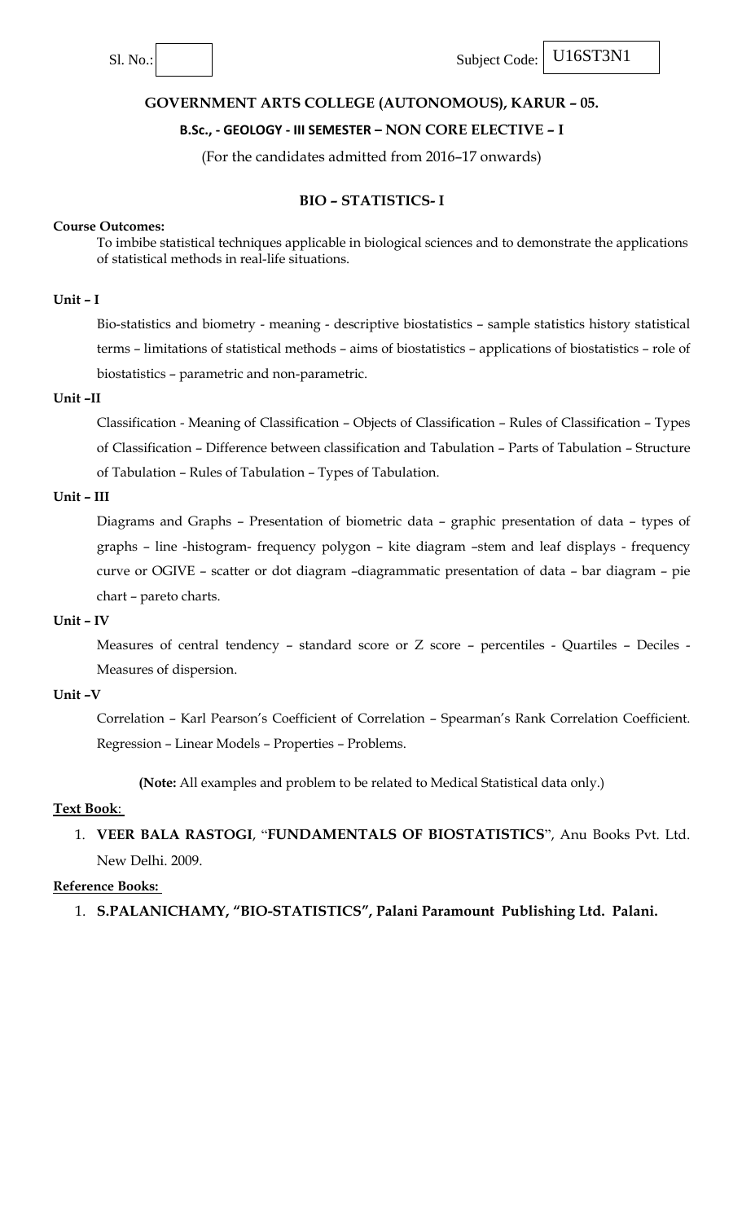Sl. No.: Subject Code: U16ST3N1

**GOVERNMENT ARTS COLLEGE (AUTONOMOUS), KARUR – 05.**

**B.Sc., - GEOLOGY - III SEMESTER – NON CORE ELECTIVE – I**

(For the candidates admitted from 2016–17 onwards)

## BIO – STATISTICS- I

**Course Outcomes:**

To imbibe statistical techniques applicable in biological sciences and to demonstrate the applications of statistical methods in real-life situations.

**Unit – I**

Bio-statistics and biometry - meaning - descriptive biostatistics – sample statistics history statistical terms – limitations of statistical methods – aims of biostatistics – applications of biostatistics – role of biostatistics – parametric and non-parametric.

**Unit –II**

Classification - Meaning of Classification – Objects of Classification – Rules of Classification – Types of Classification – Difference between classification and Tabulation – Parts of Tabulation – Structure of Tabulation – Rules of Tabulation – Types of Tabulation.

**Unit – III**

Diagrams and Graphs – Presentation of biometric data – graphic presentation of data – types of graphs – line -histogram- frequency polygon – kite diagram –stem and leaf displays - frequency curve or OGIVE – scatter or dot diagram –diagrammatic presentation of data – bar diagram – pie chart – pareto charts.

**Unit – IV**

Measures of central tendency – standard score or Z score – percentiles - Quartiles – Deciles - Measures of dispersion.

**Unit –V**

Correlation – Karl Pearson's Coefficient of Correlation – Spearman's Rank Correlation Coefficient. Regression – Linear Models – Properties – Problems.

**(Note:** All examples and problem to be related to Medical Statistical data only.)

**Text Book**:

1. **VEER BALA RASTOGI**, "**FUNDAMENTALS OF BIOSTATISTICS**", Anu Books Pvt. Ltd. New Delhi. 2009.

**Reference Books:**

1. **S.PALANICHAMY, "BIO-STATISTICS", Palani Paramount Publishing Ltd. Palani.**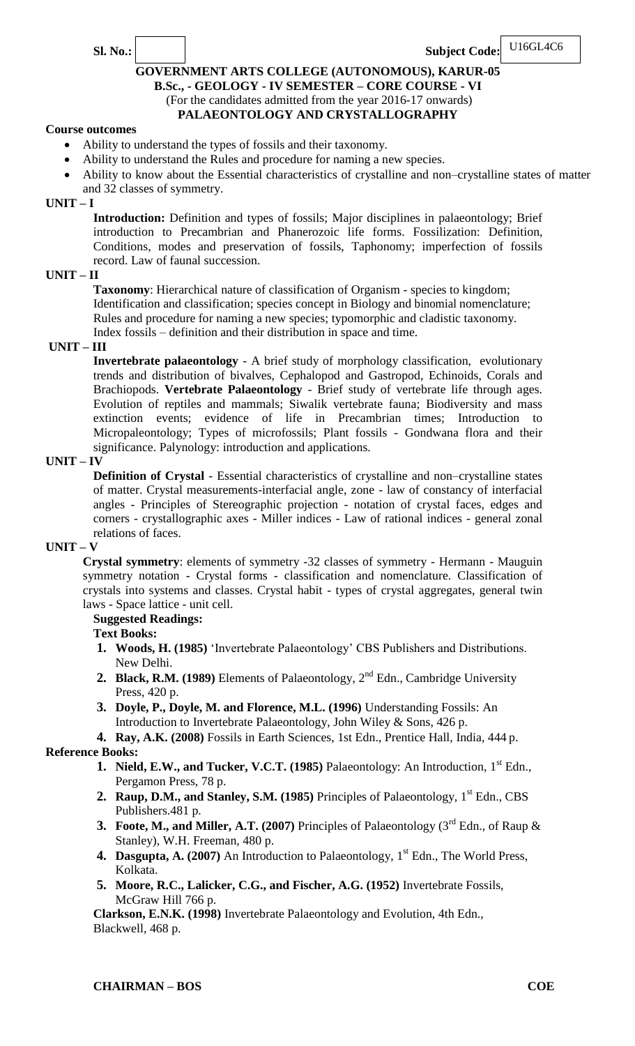**Sl. No.:** | **Subject Code:** U16GL4C6

**GOVERNMENT ARTS COLLEGE (AUTONOMOUS), KARUR-05**

**B.Sc., - GEOLOGY - IV SEMESTER – CORE COURSE - VI**

(For the candidates admitted from the year 2016-17 onwards)

**PALAEONTOLOGY AND CRYSTALLOGRAPHY**

**Course outcomes**

- Ability to understand the types of fossils and their taxonomy.
- Ability to understand the Rules and procedure for naming a new species.
- Ability to know about the Essential characteristics of crystalline and non–crystalline states of matter and 32 classes of symmetry.

**UNIT – I**

**Introduction:** Definition and types of fossils; Major disciplines in palaeontology; Brief introduction to Precambrian and Phanerozoic life forms. Fossilization: Definition, Conditions, modes and preservation of fossils, Taphonomy; imperfection of fossils record. Law of faunal succession.

**UNIT – II**

**Taxonomy**: Hierarchical nature of classification of Organism - species to kingdom; Identification and classification; species concept in Biology and binomial nomenclature; Rules and procedure for naming a new species; typomorphic and cladistic taxonomy. Index fossils – definition and their distribution in space and time.

**UNIT – III**

**Invertebrate palaeontology** - A brief study of morphology classification, evolutionary trends and distribution of bivalves, Cephalopod and Gastropod, Echinoids, Corals and Brachiopods. **Vertebrate Palaeontology** - Brief study of vertebrate life through ages. Evolution of reptiles and mammals; Siwalik vertebrate fauna; Biodiversity and mass extinction events; evidence of life in Precambrian times; Introduction to Micropaleontology; Types of microfossils; Plant fossils - Gondwana flora and their significance. Palynology: introduction and applications.

**UNIT – IV**

**Definition of Crystal** - Essential characteristics of crystalline and non–crystalline states of matter. Crystal measurements-interfacial angle, zone - law of constancy of interfacial angles - Principles of Stereographic projection - notation of crystal faces, edges and corners - crystallographic axes - Miller indices - Law of rational indices - general zonal relations of faces.

**UNIT – V**

**Crystal symmetry**: elements of symmetry -32 classes of symmetry - Hermann - Mauguin symmetry notation - Crystal forms - classification and nomenclature. Classification of crystals into systems and classes. Crystal habit - types of crystal aggregates, general twin laws - Space lattice - unit cell.

**Suggested Readings:**

**Text Books:**

1. **Woods, H. (1985)** 'Invertebrate Palaeontology' CBS Publishers and Distributions. New Delhi.
2. **Black, R.M. (1989)** Elements of Palaeontology, 2nd Edn., Cambridge University Press, 420 p.
3. **Doyle, P., Doyle, M. and Florence, M.L. (1996)** Understanding Fossils: An Introduction to Invertebrate Palaeontology, John Wiley & Sons, 426 p.
4. **Ray, A.K. (2008)** Fossils in Earth Sciences, 1st Edn., Prentice Hall, India, 444 p.

**Reference Books:**

1. **Nield, E.W., and Tucker, V.C.T. (1985)** Palaeontology: An Introduction, 1st Edn., Pergamon Press, 78 p.
2. **Raup, D.M., and Stanley, S.M. (1985)** Principles of Palaeontology, 1st Edn., CBS Publishers.481 p.
3. **Foote, M., and Miller, A.T. (2007)** Principles of Palaeontology (3rd Edn., of Raup & Stanley), W.H. Freeman, 480 p.
4. **Dasgupta, A. (2007)** An Introduction to Palaeontology, 1st Edn., The World Press, Kolkata.
5. **Moore, R.C., Lalicker, C.G., and Fischer, A.G. (1952)** Invertebrate Fossils, McGraw Hill 766 p.

**Clarkson, E.N.K. (1998)** Invertebrate Palaeontology and Evolution, 4th Edn., Blackwell, 468 p.

**CHAIRMAN – BOS** **COE**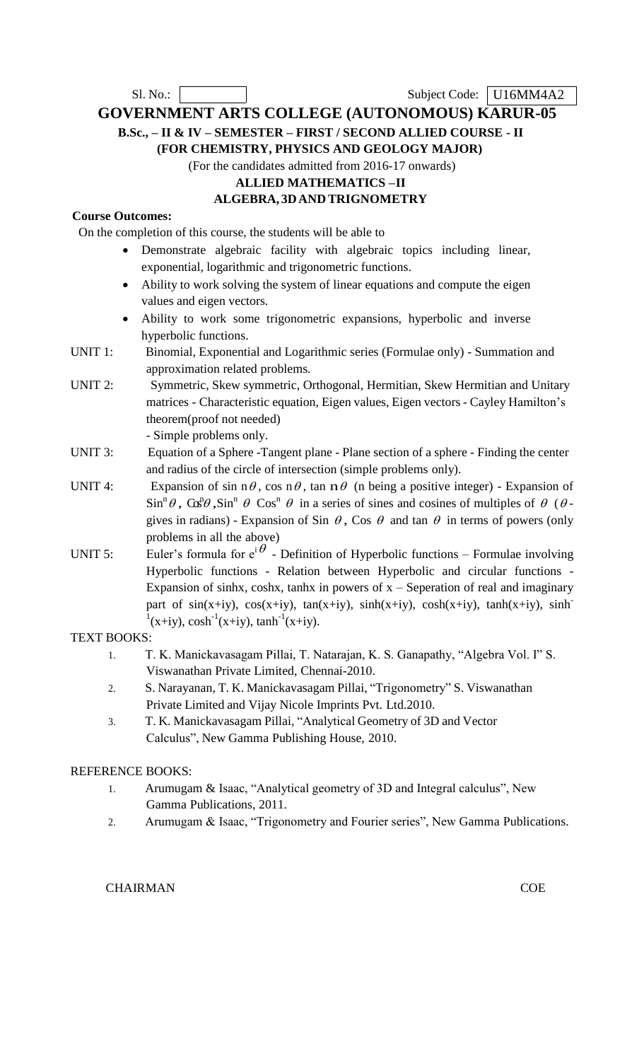Sl. No.: Subject Code: U16MM4A2

# GOVERNMENT ARTS COLLEGE (AUTONOMOUS) KARUR-05

**B.Sc., – II & IV – SEMESTER – FIRST / SECOND ALLIED COURSE - II**

**(FOR CHEMISTRY, PHYSICS AND GEOLOGY MAJOR)**

(For the candidates admitted from 2016-17 onwards)

**ALLIED MATHEMATICS –II**

**ALGEBRA, 3D AND TRIGNOMETRY**

**Course Outcomes:**

On the completion of this course, the students will be able to

- Demonstrate algebraic facility with algebraic topics including linear, exponential, logarithmic and trigonometric functions.
- Ability to work solving the system of linear equations and compute the eigen values and eigen vectors.
- Ability to work some trigonometric expansions, hyperbolic and inverse hyperbolic functions.

UNIT 1: Binomial, Exponential and Logarithmic series (Formulae only) - Summation and approximation related problems.

UNIT 2: Symmetric, Skew symmetric, Orthogonal, Hermitian, Skew Hermitian and Unitary matrices - Characteristic equation, Eigen values, Eigen vectors - Cayley Hamilton's theorem(proof not needed)
- Simple problems only.

UNIT 3: Equation of a Sphere -Tangent plane - Plane section of a sphere - Finding the center and radius of the circle of intersection (simple problems only).

UNIT 4: Expansion of $\sin n\theta$, $\cos n\theta$, $\tan n\theta$ (n being a positive integer) - Expansion of $\text{Sin}^n\theta$, $\text{Cos}^n\theta$, $\text{Sin}^n\theta\ \text{Cos}^n\theta$ in a series of sines and cosines of multiples of $\theta$ ($\theta$- gives in radians) - Expansion of $\text{Sin}\ \theta$, $\text{Cos}\ \theta$ and $\tan\theta$ in terms of powers (only problems in all the above)

UNIT 5: Euler's formula for $e^{i\theta}$ - Definition of Hyperbolic functions – Formulae involving Hyperbolic functions - Relation between Hyperbolic and circular functions - Expansion of sinhx, coshx, tanhx in powers of x – Seperation of real and imaginary part of sin(x+iy), cos(x+iy), tan(x+iy), sinh(x+iy), cosh(x+iy), tanh(x+iy), $\sinh^{-1}(x+iy)$, $\cosh^{-1}(x+iy)$, $\tanh^{-1}(x+iy)$.

TEXT BOOKS:

1. T. K. Manickavasagam Pillai, T. Natarajan, K. S. Ganapathy, "Algebra Vol. I" S. Viswanathan Private Limited, Chennai-2010.
2. S. Narayanan, T. K. Manickavasagam Pillai, "Trigonometry" S. Viswanathan Private Limited and Vijay Nicole Imprints Pvt. Ltd.2010.
3. T. K. Manickavasagam Pillai, "Analytical Geometry of 3D and Vector Calculus", New Gamma Publishing House, 2010.

REFERENCE BOOKS:

1. Arumugam & Isaac, "Analytical geometry of 3D and Integral calculus", New Gamma Publications, 2011.
2. Arumugam & Isaac, "Trigonometry and Fourier series", New Gamma Publications.

CHAIRMAN COE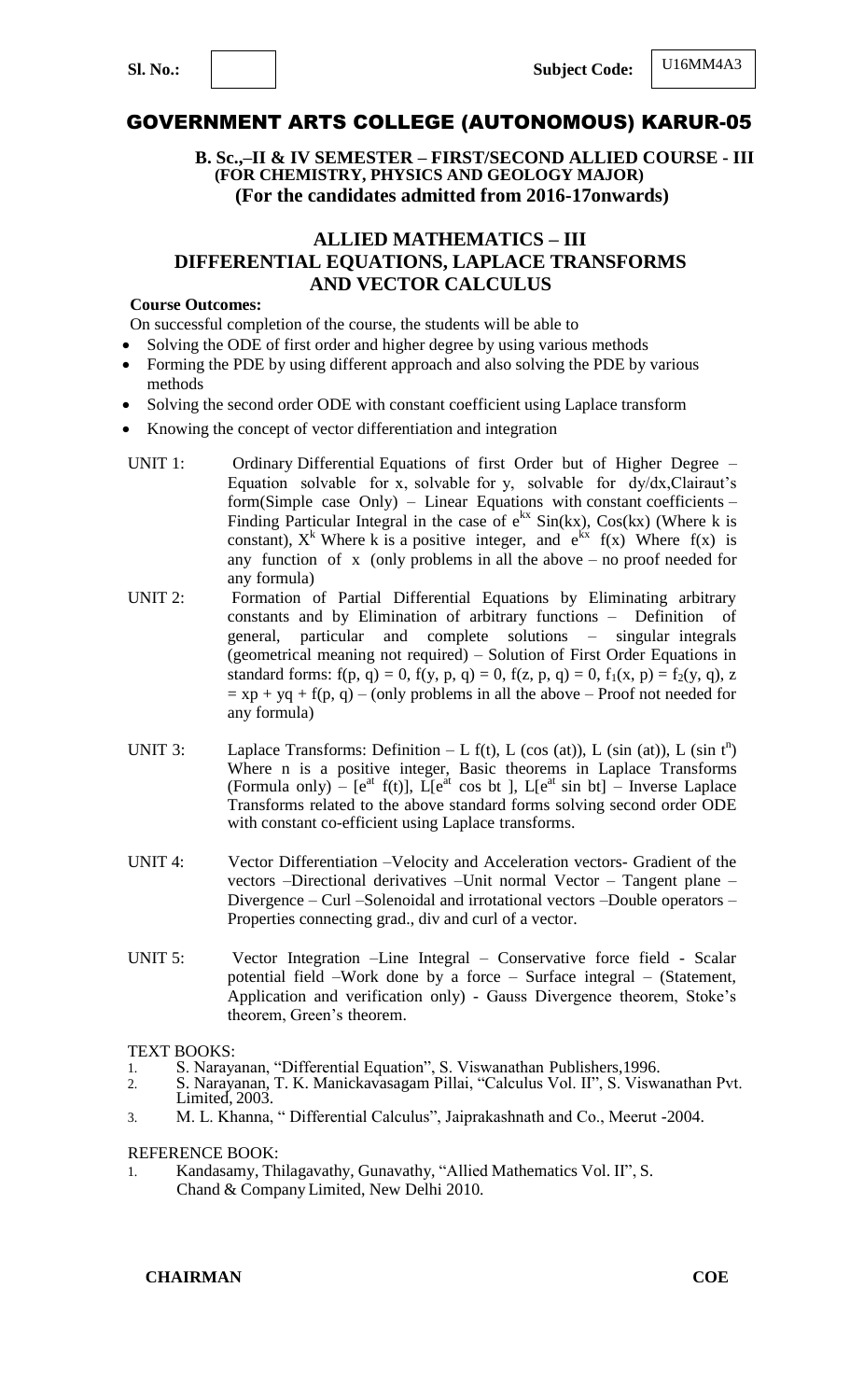**Sl. No.:** | | **Subject Code:** U16MM4A3

# GOVERNMENT ARTS COLLEGE (AUTONOMOUS) KARUR-05

**B. Sc.,–II & IV SEMESTER – FIRST/SECOND ALLIED COURSE - III**
**(FOR CHEMISTRY, PHYSICS AND GEOLOGY MAJOR)**
**(For the candidates admitted from 2016-17onwards)**

## ALLIED MATHEMATICS – III
## DIFFERENTIAL EQUATIONS, LAPLACE TRANSFORMS AND VECTOR CALCULUS

**Course Outcomes:**

On successful completion of the course, the students will be able to

- Solving the ODE of first order and higher degree by using various methods
- Forming the PDE by using different approach and also solving the PDE by various methods
- Solving the second order ODE with constant coefficient using Laplace transform
- Knowing the concept of vector differentiation and integration

UNIT 1: Ordinary Differential Equations of first Order but of Higher Degree – Equation solvable for x, solvable for y, solvable for dy/dx,Clairaut's form(Simple case Only) – Linear Equations with constant coefficients – Finding Particular Integral in the case of $e^{kx}$ Sin(kx), Cos(kx) (Where k is constant), $X^k$ Where k is a positive integer, and $e^{kx}$ f(x) Where f(x) is any function of x (only problems in all the above – no proof needed for any formula)

UNIT 2: Formation of Partial Differential Equations by Eliminating arbitrary constants and by Elimination of arbitrary functions – Definition of general, particular and complete solutions – singular integrals (geometrical meaning not required) – Solution of First Order Equations in standard forms: f(p, q) = 0, f(y, p, q) = 0, f(z, p, q) = 0, $f_1(x, p) = f_2(y, q)$, z = xp + yq + f(p, q) – (only problems in all the above – Proof not needed for any formula)

UNIT 3: Laplace Transforms: Definition – L f(t), L (cos (at)), L (sin (at)), L (sin $t^n$) Where n is a positive integer, Basic theorems in Laplace Transforms (Formula only) – [$e^{at}$ f(t)], L[$e^{at}$ cos bt ], L[$e^{at}$ sin bt] – Inverse Laplace Transforms related to the above standard forms solving second order ODE with constant co-efficient using Laplace transforms.

UNIT 4: Vector Differentiation –Velocity and Acceleration vectors- Gradient of the vectors –Directional derivatives –Unit normal Vector – Tangent plane – Divergence – Curl –Solenoidal and irrotational vectors –Double operators – Properties connecting grad., div and curl of a vector.

UNIT 5: Vector Integration –Line Integral – Conservative force field - Scalar potential field –Work done by a force – Surface integral – (Statement, Application and verification only) - Gauss Divergence theorem, Stoke's theorem, Green's theorem.

TEXT BOOKS:

1. S. Narayanan, "Differential Equation", S. Viswanathan Publishers,1996.
2. S. Narayanan, T. K. Manickavasagam Pillai, "Calculus Vol. II", S. Viswanathan Pvt. Limited, 2003.
3. M. L. Khanna, " Differential Calculus", Jaiprakashnath and Co., Meerut -2004.

REFERENCE BOOK:

1. Kandasamy, Thilagavathy, Gunavathy, "Allied Mathematics Vol. II", S. Chand & Company Limited, New Delhi 2010.

**CHAIRMAN** **COE**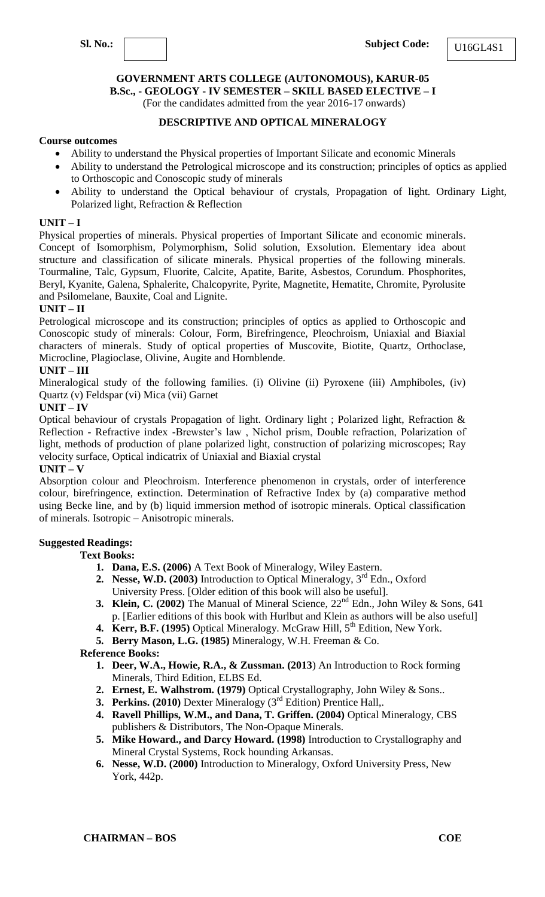Sl. No.: Subject Code: U16GL4S1

**GOVERNMENT ARTS COLLEGE (AUTONOMOUS), KARUR-05**
**B.Sc., - GEOLOGY - IV SEMESTER – SKILL BASED ELECTIVE – I**
(For the candidates admitted from the year 2016-17 onwards)

## DESCRIPTIVE AND OPTICAL MINERALOGY

**Course outcomes**

- Ability to understand the Physical properties of Important Silicate and economic Minerals
- Ability to understand the Petrological microscope and its construction; principles of optics as applied to Orthoscopic and Conoscopic study of minerals
- Ability to understand the Optical behaviour of crystals, Propagation of light. Ordinary Light, Polarized light, Refraction & Reflection

**UNIT – I**

Physical properties of minerals. Physical properties of Important Silicate and economic minerals. Concept of Isomorphism, Polymorphism, Solid solution, Exsolution. Elementary idea about structure and classification of silicate minerals. Physical properties of the following minerals. Tourmaline, Talc, Gypsum, Fluorite, Calcite, Apatite, Barite, Asbestos, Corundum. Phosphorites, Beryl, Kyanite, Galena, Sphalerite, Chalcopyrite, Pyrite, Magnetite, Hematite, Chromite, Pyrolusite and Psilomelane, Bauxite, Coal and Lignite.

**UNIT – II**

Petrological microscope and its construction; principles of optics as applied to Orthoscopic and Conoscopic study of minerals: Colour, Form, Birefringence, Pleochroism, Uniaxial and Biaxial characters of minerals. Study of optical properties of Muscovite, Biotite, Quartz, Orthoclase, Microcline, Plagioclase, Olivine, Augite and Hornblende.

**UNIT – III**

Mineralogical study of the following families. (i) Olivine (ii) Pyroxene (iii) Amphiboles, (iv) Quartz (v) Feldspar (vi) Mica (vii) Garnet

**UNIT – IV**

Optical behaviour of crystals Propagation of light. Ordinary light ; Polarized light, Refraction & Reflection - Refractive index -Brewster's law , Nichol prism, Double refraction, Polarization of light, methods of production of plane polarized light, construction of polarizing microscopes; Ray velocity surface, Optical indicatrix of Uniaxial and Biaxial crystal

**UNIT – V**

Absorption colour and Pleochroism. Interference phenomenon in crystals, order of interference colour, birefringence, extinction. Determination of Refractive Index by (a) comparative method using Becke line, and by (b) liquid immersion method of isotropic minerals. Optical classification of minerals. Isotropic – Anisotropic minerals.

**Suggested Readings:**

**Text Books:**

1. **Dana, E.S. (2006)** A Text Book of Mineralogy, Wiley Eastern.
2. **Nesse, W.D. (2003)** Introduction to Optical Mineralogy, 3rd Edn., Oxford University Press. [Older edition of this book will also be useful].
3. **Klein, C. (2002)** The Manual of Mineral Science, 22nd Edn., John Wiley & Sons, 641 p. [Earlier editions of this book with Hurlbut and Klein as authors will be also useful]
4. **Kerr, B.F. (1995)** Optical Mineralogy. McGraw Hill, 5th Edition, New York.
5. **Berry Mason, L.G. (1985)** Mineralogy, W.H. Freeman & Co.

**Reference Books:**

1. **Deer, W.A., Howie, R.A., & Zussman. (2013**) An Introduction to Rock forming Minerals, Third Edition, ELBS Ed.
2. **Ernest, E. Walhstrom. (1979)** Optical Crystallography, John Wiley & Sons..
3. **Perkins. (2010)** Dexter Mineralogy (3rd Edition) Prentice Hall,.
4. **Ravell Phillips, W.M., and Dana, T. Griffen. (2004)** Optical Mineralogy, CBS publishers & Distributors, The Non-Opaque Minerals.
5. **Mike Howard., and Darcy Howard. (1998)** Introduction to Crystallography and Mineral Crystal Systems, Rock hounding Arkansas.
6. **Nesse, W.D. (2000)** Introduction to Mineralogy, Oxford University Press, New York, 442p.

**CHAIRMAN – BOS** **COE**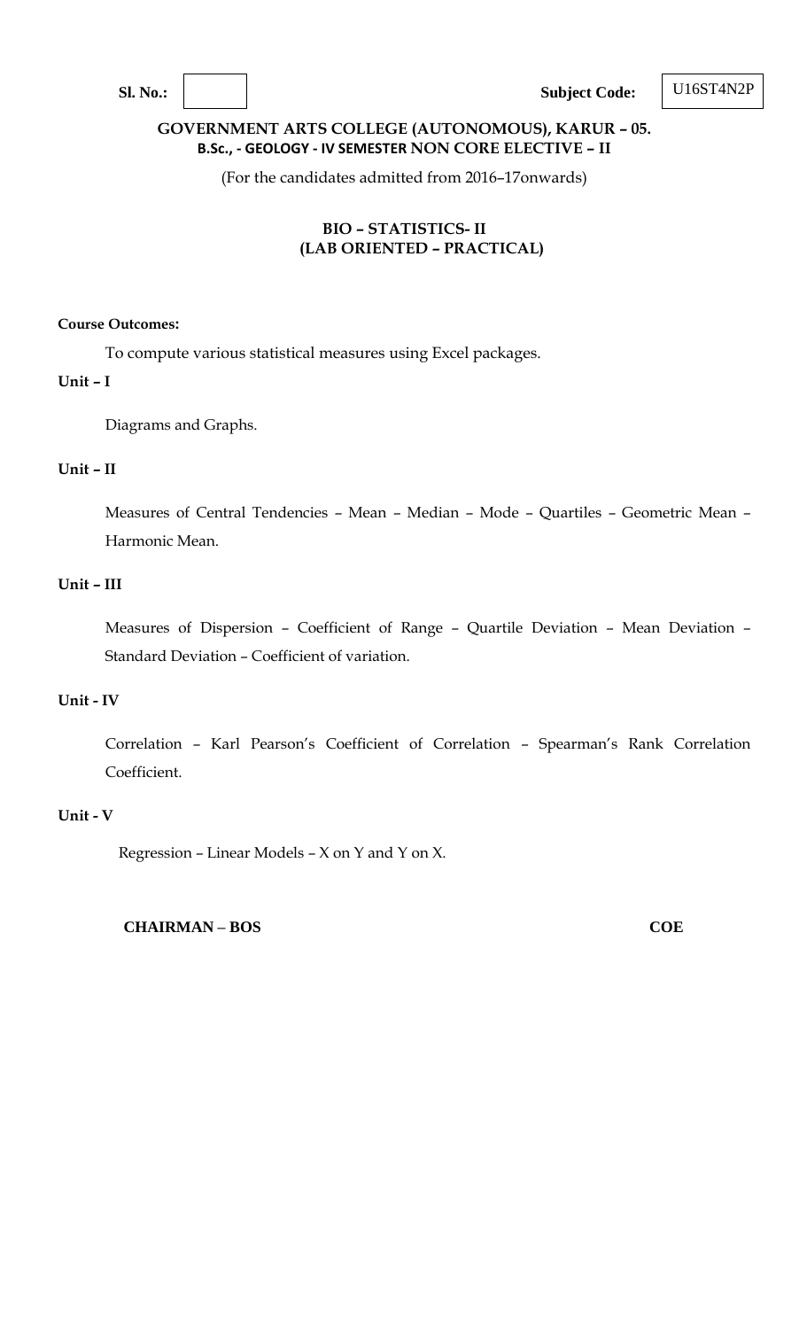**Sl. No.:** &nbsp;&nbsp;&nbsp;&nbsp;&nbsp;&nbsp;&nbsp;&nbsp;&nbsp;&nbsp;&nbsp;&nbsp;&nbsp;&nbsp;&nbsp;&nbsp;&nbsp;&nbsp;&nbsp;&nbsp;&nbsp;&nbsp;&nbsp;&nbsp;&nbsp;&nbsp;&nbsp;&nbsp;&nbsp;&nbsp;&nbsp;&nbsp;&nbsp;&nbsp;&nbsp;&nbsp;&nbsp;&nbsp;&nbsp;&nbsp; **Subject Code:** U16ST4N2P

**GOVERNMENT ARTS COLLEGE (AUTONOMOUS), KARUR – 05.**
**B.Sc., - GEOLOGY - IV SEMESTER NON CORE ELECTIVE – II**

(For the candidates admitted from 2016–17onwards)

## BIO – STATISTICS- II
## (LAB ORIENTED – PRACTICAL)

**Course Outcomes:**

To compute various statistical measures using Excel packages.

**Unit – I**

Diagrams and Graphs.

**Unit – II**

Measures of Central Tendencies – Mean – Median – Mode – Quartiles – Geometric Mean – Harmonic Mean.

**Unit – III**

Measures of Dispersion – Coefficient of Range – Quartile Deviation – Mean Deviation – Standard Deviation – Coefficient of variation.

**Unit - IV**

Correlation – Karl Pearson's Coefficient of Correlation – Spearman's Rank Correlation Coefficient.

**Unit - V**

Regression – Linear Models – X on Y and Y on X.

**CHAIRMAN – BOS** &nbsp;&nbsp;&nbsp;&nbsp;&nbsp;&nbsp;&nbsp;&nbsp;&nbsp;&nbsp;&nbsp;&nbsp;&nbsp;&nbsp;&nbsp;&nbsp;&nbsp;&nbsp;&nbsp;&nbsp;&nbsp;&nbsp;&nbsp;&nbsp;&nbsp;&nbsp;&nbsp;&nbsp;&nbsp;&nbsp;&nbsp;&nbsp;&nbsp;&nbsp;&nbsp;&nbsp;&nbsp;&nbsp;&nbsp;&nbsp; **COE**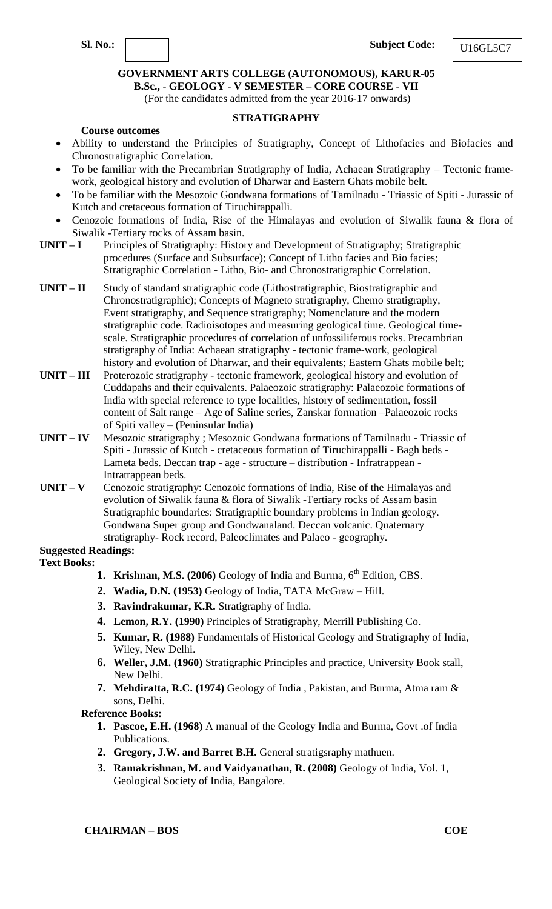**Sl. No.:** | | **Subject Code:** U16GL5C7

**GOVERNMENT ARTS COLLEGE (AUTONOMOUS), KARUR-05**
**B.Sc., - GEOLOGY - V SEMESTER – CORE COURSE - VII**
(For the candidates admitted from the year 2016-17 onwards)

## STRATIGRAPHY

**Course outcomes**

- Ability to understand the Principles of Stratigraphy, Concept of Lithofacies and Biofacies and Chronostratigraphic Correlation.
- To be familiar with the Precambrian Stratigraphy of India, Achaean Stratigraphy – Tectonic framework, geological history and evolution of Dharwar and Eastern Ghats mobile belt.
- To be familiar with the Mesozoic Gondwana formations of Tamilnadu - Triassic of Spiti - Jurassic of Kutch and cretaceous formation of Tiruchirappalli.
- Cenozoic formations of India, Rise of the Himalayas and evolution of Siwalik fauna & flora of Siwalik -Tertiary rocks of Assam basin.

**UNIT – I** Principles of Stratigraphy: History and Development of Stratigraphy; Stratigraphic procedures (Surface and Subsurface); Concept of Litho facies and Bio facies; Stratigraphic Correlation - Litho, Bio- and Chronostratigraphic Correlation.

**UNIT – II** Study of standard stratigraphic code (Lithostratigraphic, Biostratigraphic and Chronostratigraphic); Concepts of Magneto stratigraphy, Chemo stratigraphy, Event stratigraphy, and Sequence stratigraphy; Nomenclature and the modern stratigraphic code. Radioisotopes and measuring geological time. Geological time-scale. Stratigraphic procedures of correlation of unfossiliferous rocks. Precambrian stratigraphy of India: Achaean stratigraphy - tectonic frame-work, geological history and evolution of Dharwar, and their equivalents; Eastern Ghats mobile belt;

**UNIT – III** Proterozoic stratigraphy - tectonic framework, geological history and evolution of Cuddapahs and their equivalents. Palaeozoic stratigraphy: Palaeozoic formations of India with special reference to type localities, history of sedimentation, fossil content of Salt range – Age of Saline series, Zanskar formation –Palaeozoic rocks of Spiti valley – (Peninsular India)

**UNIT – IV** Mesozoic stratigraphy ; Mesozoic Gondwana formations of Tamilnadu - Triassic of Spiti - Jurassic of Kutch - cretaceous formation of Tiruchirappalli - Bagh beds - Lameta beds. Deccan trap - age - structure – distribution - Infratrappean - Intratrappean beds.

**UNIT – V** Cenozoic stratigraphy: Cenozoic formations of India, Rise of the Himalayas and evolution of Siwalik fauna & flora of Siwalik -Tertiary rocks of Assam basin Stratigraphic boundaries: Stratigraphic boundary problems in Indian geology. Gondwana Super group and Gondwanaland. Deccan volcanic. Quaternary stratigraphy- Rock record, Paleoclimates and Palaeo - geography.

**Suggested Readings:**

**Text Books:**

1. **Krishnan, M.S. (2006)** Geology of India and Burma, 6th Edition, CBS.
2. **Wadia, D.N. (1953)** Geology of India, TATA McGraw – Hill.
3. **Ravindrakumar, K.R.** Stratigraphy of India.
4. **Lemon, R.Y. (1990)** Principles of Stratigraphy, Merrill Publishing Co.
5. **Kumar, R. (1988)** Fundamentals of Historical Geology and Stratigraphy of India, Wiley, New Delhi.
6. **Weller, J.M. (1960)** Stratigraphic Principles and practice, University Book stall, New Delhi.
7. **Mehdiratta, R.C. (1974)** Geology of India , Pakistan, and Burma, Atma ram & sons, Delhi.

**Reference Books:**

1. **Pascoe, E.H. (1968)** A manual of the Geology India and Burma, Govt .of India Publications.
2. **Gregory, J.W. and Barret B.H.** General stratigsraphy mathuen.
3. **Ramakrishnan, M. and Vaidyanathan, R. (2008)** Geology of India, Vol. 1, Geological Society of India, Bangalore.

**CHAIRMAN – BOS** **COE**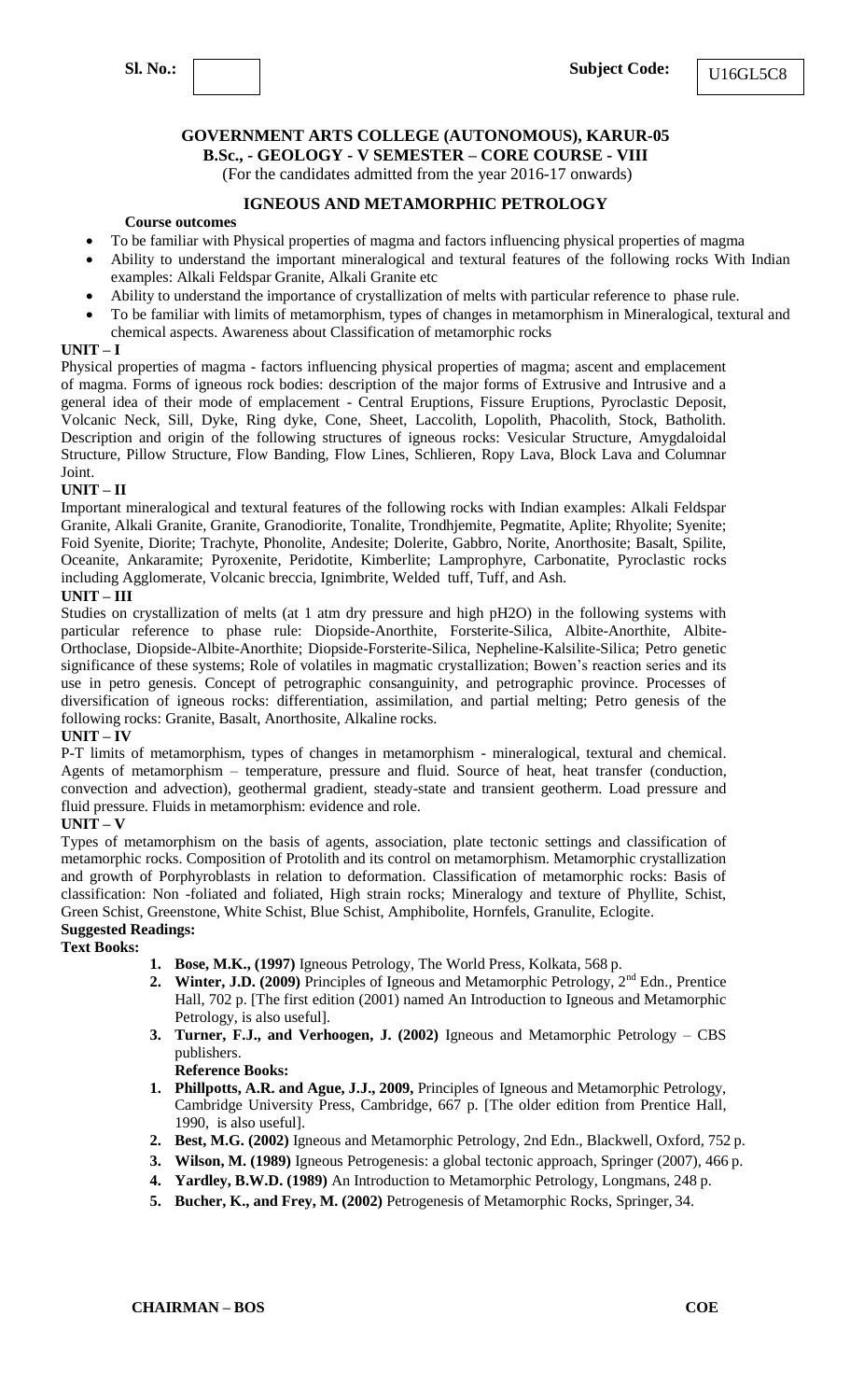**Sl. No.:** | | **Subject Code:** U16GL5C8

**GOVERNMENT ARTS COLLEGE (AUTONOMOUS), KARUR-05**
**B.Sc., - GEOLOGY - V SEMESTER – CORE COURSE - VIII**
(For the candidates admitted from the year 2016-17 onwards)

## IGNEOUS AND METAMORPHIC PETROLOGY

**Course outcomes**

- To be familiar with Physical properties of magma and factors influencing physical properties of magma
- Ability to understand the important mineralogical and textural features of the following rocks With Indian examples: Alkali Feldspar Granite, Alkali Granite etc
- Ability to understand the importance of crystallization of melts with particular reference to phase rule.
- To be familiar with limits of metamorphism, types of changes in metamorphism in Mineralogical, textural and chemical aspects. Awareness about Classification of metamorphic rocks

**UNIT – I**

Physical properties of magma - factors influencing physical properties of magma; ascent and emplacement of magma. Forms of igneous rock bodies: description of the major forms of Extrusive and Intrusive and a general idea of their mode of emplacement - Central Eruptions, Fissure Eruptions, Pyroclastic Deposit, Volcanic Neck, Sill, Dyke, Ring dyke, Cone, Sheet, Laccolith, Lopolith, Phacolith, Stock, Batholith. Description and origin of the following structures of igneous rocks: Vesicular Structure, Amygdaloidal Structure, Pillow Structure, Flow Banding, Flow Lines, Schlieren, Ropy Lava, Block Lava and Columnar Joint.

**UNIT – II**

Important mineralogical and textural features of the following rocks with Indian examples: Alkali Feldspar Granite, Alkali Granite, Granite, Granodiorite, Tonalite, Trondhjemite, Pegmatite, Aplite; Rhyolite; Syenite; Foid Syenite, Diorite; Trachyte, Phonolite, Andesite; Dolerite, Gabbro, Norite, Anorthosite; Basalt, Spilite, Oceanite, Ankaramite; Pyroxenite, Peridotite, Kimberlite; Lamprophyre, Carbonatite, Pyroclastic rocks including Agglomerate, Volcanic breccia, Ignimbrite, Welded tuff, Tuff, and Ash.

**UNIT – III**

Studies on crystallization of melts (at 1 atm dry pressure and high pH2O) in the following systems with particular reference to phase rule: Diopside-Anorthite, Forsterite-Silica, Albite-Anorthite, Albite-Orthoclase, Diopside-Albite-Anorthite; Diopside-Forsterite-Silica, Nepheline-Kalsilite-Silica; Petro genetic significance of these systems; Role of volatiles in magmatic crystallization; Bowen's reaction series and its use in petro genesis. Concept of petrographic consanguinity, and petrographic province. Processes of diversification of igneous rocks: differentiation, assimilation, and partial melting; Petro genesis of the following rocks: Granite, Basalt, Anorthosite, Alkaline rocks.

**UNIT – IV**

P-T limits of metamorphism, types of changes in metamorphism - mineralogical, textural and chemical. Agents of metamorphism – temperature, pressure and fluid. Source of heat, heat transfer (conduction, convection and advection), geothermal gradient, steady-state and transient geotherm. Load pressure and fluid pressure. Fluids in metamorphism: evidence and role.

**UNIT – V**

Types of metamorphism on the basis of agents, association, plate tectonic settings and classification of metamorphic rocks. Composition of Protolith and its control on metamorphism. Metamorphic crystallization and growth of Porphyroblasts in relation to deformation. Classification of metamorphic rocks: Basis of classification: Non -foliated and foliated, High strain rocks; Mineralogy and texture of Phyllite, Schist, Green Schist, Greenstone, White Schist, Blue Schist, Amphibolite, Hornfels, Granulite, Eclogite.

**Suggested Readings:**

**Text Books:**

1. **Bose, M.K., (1997)** Igneous Petrology, The World Press, Kolkata, 568 p.
2. **Winter, J.D. (2009)** Principles of Igneous and Metamorphic Petrology, 2nd Edn., Prentice Hall, 702 p. [The first edition (2001) named An Introduction to Igneous and Metamorphic Petrology, is also useful].
3. **Turner, F.J., and Verhoogen, J. (2002)** Igneous and Metamorphic Petrology – CBS publishers.

**Reference Books:**

1. **Phillpotts, A.R. and Ague, J.J., 2009,** Principles of Igneous and Metamorphic Petrology, Cambridge University Press, Cambridge, 667 p. [The older edition from Prentice Hall, 1990, is also useful].
2. **Best, M.G. (2002)** Igneous and Metamorphic Petrology, 2nd Edn., Blackwell, Oxford, 752 p.
3. **Wilson, M. (1989)** Igneous Petrogenesis: a global tectonic approach, Springer (2007), 466 p.
4. **Yardley, B.W.D. (1989)** An Introduction to Metamorphic Petrology, Longmans, 248 p.
5. **Bucher, K., and Frey, M. (2002)** Petrogenesis of Metamorphic Rocks, Springer, 34.

**CHAIRMAN – BOS** **COE**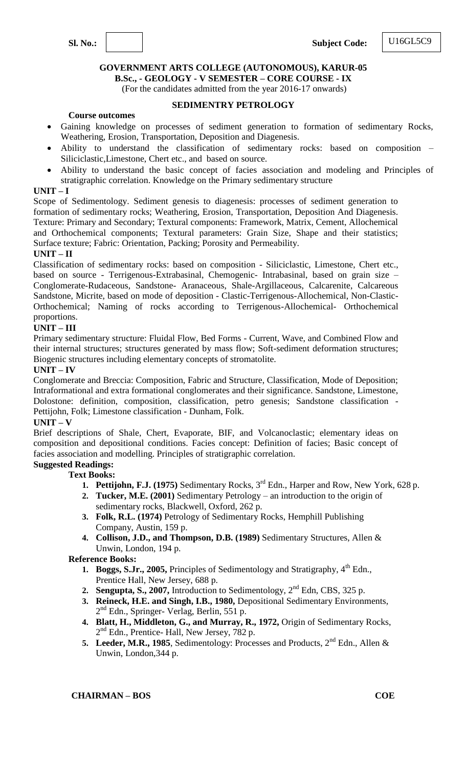**Sl. No.:** | | **Subject Code:** U16GL5C9

**GOVERNMENT ARTS COLLEGE (AUTONOMOUS), KARUR-05**
**B.Sc., - GEOLOGY - V SEMESTER – CORE COURSE - IX**
(For the candidates admitted from the year 2016-17 onwards)

## SEDIMENTRY PETROLOGY

**Course outcomes**

- Gaining knowledge on processes of sediment generation to formation of sedimentary Rocks, Weathering, Erosion, Transportation, Deposition and Diagenesis.
- Ability to understand the classification of sedimentary rocks: based on composition – Siliciclastic,Limestone, Chert etc., and based on source.
- Ability to understand the basic concept of facies association and modeling and Principles of stratigraphic correlation. Knowledge on the Primary sedimentary structure

### UNIT – I

Scope of Sedimentology. Sediment genesis to diagenesis: processes of sediment generation to formation of sedimentary rocks; Weathering, Erosion, Transportation, Deposition And Diagenesis. Texture: Primary and Secondary; Textural components: Framework, Matrix, Cement, Allochemical and Orthochemical components; Textural parameters: Grain Size, Shape and their statistics; Surface texture; Fabric: Orientation, Packing; Porosity and Permeability.

### UNIT – II

Classification of sedimentary rocks: based on composition - Siliciclastic, Limestone, Chert etc., based on source - Terrigenous-Extrabasinal, Chemogenic- Intrabasinal, based on grain size – Conglomerate-Rudaceous, Sandstone- Aranaceous, Shale-Argillaceous, Calcarenite, Calcareous Sandstone, Micrite, based on mode of deposition - Clastic-Terrigenous-Allochemical, Non-Clastic-Orthochemical; Naming of rocks according to Terrigenous-Allochemical- Orthochemical proportions.

### UNIT – III

Primary sedimentary structure: Fluidal Flow, Bed Forms - Current, Wave, and Combined Flow and their internal structures; structures generated by mass flow; Soft-sediment deformation structures; Biogenic structures including elementary concepts of stromatolite.

### UNIT – IV

Conglomerate and Breccia: Composition, Fabric and Structure, Classification, Mode of Deposition; Intraformational and extra formational conglomerates and their significance. Sandstone, Limestone, Dolostone: definition, composition, classification, petro genesis; Sandstone classification - Pettijohn, Folk; Limestone classification - Dunham, Folk.

### UNIT – V

Brief descriptions of Shale, Chert, Evaporate, BIF, and Volcanoclastic; elementary ideas on composition and depositional conditions. Facies concept: Definition of facies; Basic concept of facies association and modelling. Principles of stratigraphic correlation.

**Suggested Readings:**

**Text Books:**

1. **Pettijohn, F.J. (1975)** Sedimentary Rocks, 3rd Edn., Harper and Row, New York, 628 p.
2. **Tucker, M.E. (2001)** Sedimentary Petrology – an introduction to the origin of sedimentary rocks, Blackwell, Oxford, 262 p.
3. **Folk, R.L. (1974)** Petrology of Sedimentary Rocks, Hemphill Publishing Company, Austin, 159 p.
4. **Collison, J.D., and Thompson, D.B. (1989)** Sedimentary Structures, Allen & Unwin, London, 194 p.

**Reference Books:**

1. **Boggs, S.Jr., 2005,** Principles of Sedimentology and Stratigraphy, 4th Edn., Prentice Hall, New Jersey, 688 p.
2. **Sengupta, S., 2007,** Introduction to Sedimentology, 2nd Edn, CBS, 325 p.
3. **Reineck, H.E. and Singh, I.B., 1980,** Depositional Sedimentary Environments, 2nd Edn., Springer- Verlag, Berlin, 551 p.
4. **Blatt, H., Middleton, G., and Murray, R., 1972,** Origin of Sedimentary Rocks, 2nd Edn., Prentice- Hall, New Jersey, 782 p.
5. **Leeder, M.R., 1985**, Sedimentology: Processes and Products, 2nd Edn., Allen & Unwin, London,344 p.

**CHAIRMAN – BOS** **COE**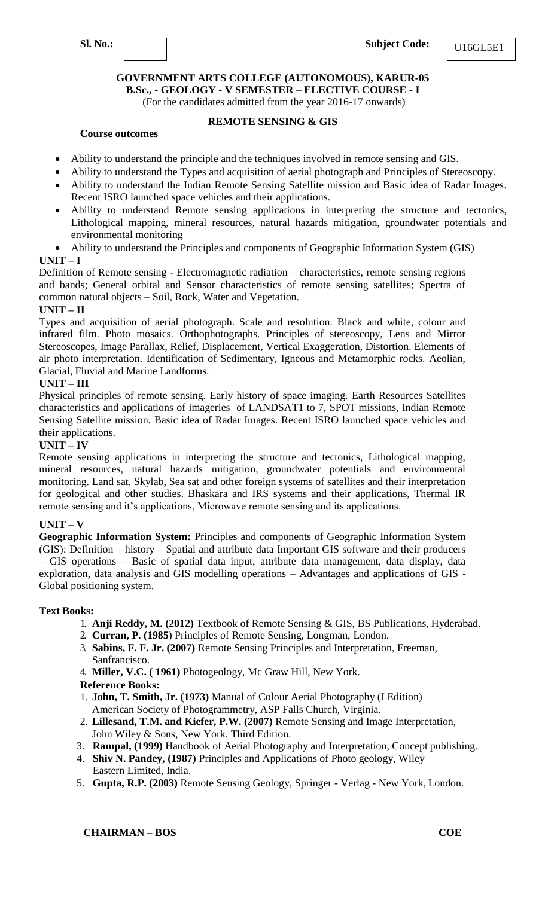**Sl. No.:** | | **Subject Code:** U16GL5E1

**GOVERNMENT ARTS COLLEGE (AUTONOMOUS), KARUR-05**
**B.Sc., - GEOLOGY - V SEMESTER – ELECTIVE COURSE - I**
(For the candidates admitted from the year 2016-17 onwards)

**REMOTE SENSING & GIS**

**Course outcomes**

- Ability to understand the principle and the techniques involved in remote sensing and GIS.
- Ability to understand the Types and acquisition of aerial photograph and Principles of Stereoscopy.
- Ability to understand the Indian Remote Sensing Satellite mission and Basic idea of Radar Images. Recent ISRO launched space vehicles and their applications.
- Ability to understand Remote sensing applications in interpreting the structure and tectonics, Lithological mapping, mineral resources, natural hazards mitigation, groundwater potentials and environmental monitoring
- Ability to understand the Principles and components of Geographic Information System (GIS)

**UNIT – I**

Definition of Remote sensing - Electromagnetic radiation – characteristics, remote sensing regions and bands; General orbital and Sensor characteristics of remote sensing satellites; Spectra of common natural objects – Soil, Rock, Water and Vegetation.

**UNIT – II**

Types and acquisition of aerial photograph. Scale and resolution. Black and white, colour and infrared film. Photo mosaics. Orthophotographs. Principles of stereoscopy, Lens and Mirror Stereoscopes, Image Parallax, Relief, Displacement, Vertical Exaggeration, Distortion. Elements of air photo interpretation. Identification of Sedimentary, Igneous and Metamorphic rocks. Aeolian, Glacial, Fluvial and Marine Landforms.

**UNIT – III**

Physical principles of remote sensing. Early history of space imaging. Earth Resources Satellites characteristics and applications of imageries of LANDSAT1 to 7, SPOT missions, Indian Remote Sensing Satellite mission. Basic idea of Radar Images. Recent ISRO launched space vehicles and their applications.

**UNIT – IV**

Remote sensing applications in interpreting the structure and tectonics, Lithological mapping, mineral resources, natural hazards mitigation, groundwater potentials and environmental monitoring. Land sat, Skylab, Sea sat and other foreign systems of satellites and their interpretation for geological and other studies. Bhaskara and IRS systems and their applications, Thermal IR remote sensing and it's applications, Microwave remote sensing and its applications.

**UNIT – V**

**Geographic Information System:** Principles and components of Geographic Information System (GIS): Definition – history – Spatial and attribute data Important GIS software and their producers – GIS operations – Basic of spatial data input, attribute data management, data display, data exploration, data analysis and GIS modelling operations – Advantages and applications of GIS - Global positioning system.

**Text Books:**

1. **Anji Reddy, M. (2012)** Textbook of Remote Sensing & GIS, BS Publications, Hyderabad.
2. **Curran, P. (1985**) Principles of Remote Sensing, Longman, London.
3. **Sabins, F. F. Jr. (2007)** Remote Sensing Principles and Interpretation, Freeman, Sanfrancisco.
4. **Miller, V.C. ( 1961)** Photogeology, Mc Graw Hill, New York.

**Reference Books:**

1. **John, T. Smith, Jr. (1973)** Manual of Colour Aerial Photography (I Edition) American Society of Photogrammetry, ASP Falls Church, Virginia.
2. **Lillesand, T.M. and Kiefer, P.W. (2007)** Remote Sensing and Image Interpretation, John Wiley & Sons, New York. Third Edition.
3. **Rampal, (1999)** Handbook of Aerial Photography and Interpretation, Concept publishing.
4. **Shiv N. Pandey, (1987)** Principles and Applications of Photo geology, Wiley Eastern Limited, India.
5. **Gupta, R.P. (2003)** Remote Sensing Geology, Springer - Verlag - New York, London.

**CHAIRMAN – BOS** **COE**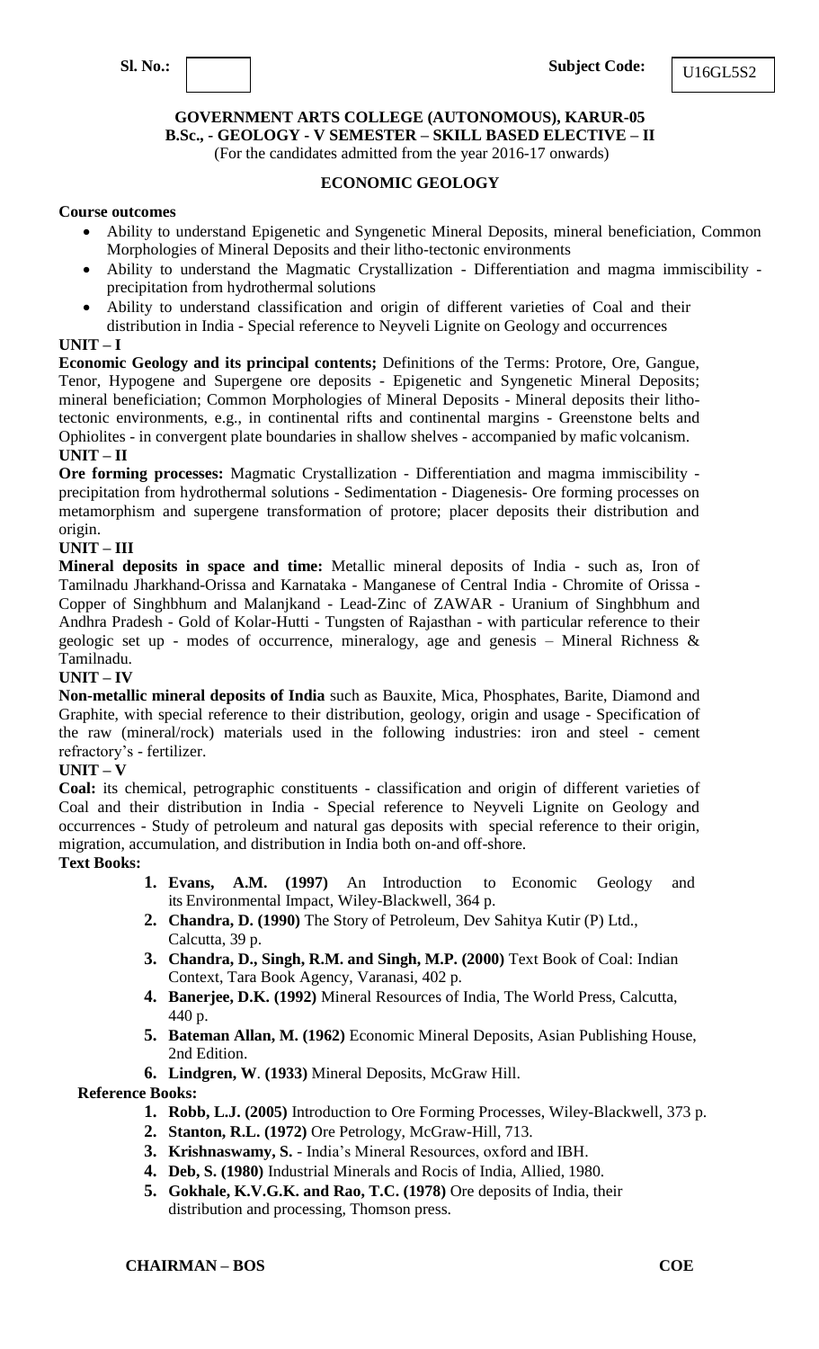**Sl. No.:** | | **Subject Code:** U16GL5S2

**GOVERNMENT ARTS COLLEGE (AUTONOMOUS), KARUR-05**
**B.Sc., - GEOLOGY - V SEMESTER – SKILL BASED ELECTIVE – II**
(For the candidates admitted from the year 2016-17 onwards)

## ECONOMIC GEOLOGY

**Course outcomes**

- Ability to understand Epigenetic and Syngenetic Mineral Deposits, mineral beneficiation, Common Morphologies of Mineral Deposits and their litho-tectonic environments
- Ability to understand the Magmatic Crystallization - Differentiation and magma immiscibility - precipitation from hydrothermal solutions
- Ability to understand classification and origin of different varieties of Coal and their distribution in India - Special reference to Neyveli Lignite on Geology and occurrences

**UNIT – I**

**Economic Geology and its principal contents;** Definitions of the Terms: Protore, Ore, Gangue, Tenor, Hypogene and Supergene ore deposits - Epigenetic and Syngenetic Mineral Deposits; mineral beneficiation; Common Morphologies of Mineral Deposits - Mineral deposits their litho-tectonic environments, e.g., in continental rifts and continental margins - Greenstone belts and Ophiolites - in convergent plate boundaries in shallow shelves - accompanied by mafic volcanism.

**UNIT – II**

**Ore forming processes:** Magmatic Crystallization - Differentiation and magma immiscibility - precipitation from hydrothermal solutions - Sedimentation - Diagenesis- Ore forming processes on metamorphism and supergene transformation of protore; placer deposits their distribution and origin.

**UNIT – III**

**Mineral deposits in space and time:** Metallic mineral deposits of India - such as, Iron of Tamilnadu Jharkhand-Orissa and Karnataka - Manganese of Central India - Chromite of Orissa - Copper of Singhbhum and Malanjkand - Lead-Zinc of ZAWAR - Uranium of Singhbhum and Andhra Pradesh - Gold of Kolar-Hutti - Tungsten of Rajasthan - with particular reference to their geologic set up - modes of occurrence, mineralogy, age and genesis – Mineral Richness & Tamilnadu.

**UNIT – IV**

**Non-metallic mineral deposits of India** such as Bauxite, Mica, Phosphates, Barite, Diamond and Graphite, with special reference to their distribution, geology, origin and usage - Specification of the raw (mineral/rock) materials used in the following industries: iron and steel - cement refractory's - fertilizer.

**UNIT – V**

**Coal:** its chemical, petrographic constituents - classification and origin of different varieties of Coal and their distribution in India - Special reference to Neyveli Lignite on Geology and occurrences - Study of petroleum and natural gas deposits with special reference to their origin, migration, accumulation, and distribution in India both on-and off-shore.

**Text Books:**

1. **Evans, A.M. (1997)** An Introduction to Economic Geology and its Environmental Impact, Wiley-Blackwell, 364 p.
2. **Chandra, D. (1990)** The Story of Petroleum, Dev Sahitya Kutir (P) Ltd., Calcutta, 39 p.
3. **Chandra, D., Singh, R.M. and Singh, M.P. (2000)** Text Book of Coal: Indian Context, Tara Book Agency, Varanasi, 402 p.
4. **Banerjee, D.K. (1992)** Mineral Resources of India, The World Press, Calcutta, 440 p.
5. **Bateman Allan, M. (1962)** Economic Mineral Deposits, Asian Publishing House, 2nd Edition.
6. **Lindgren, W. (1933)** Mineral Deposits, McGraw Hill.

**Reference Books:**

1. **Robb, L.J. (2005)** Introduction to Ore Forming Processes, Wiley-Blackwell, 373 p.
2. **Stanton, R.L. (1972)** Ore Petrology, McGraw-Hill, 713.
3. **Krishnaswamy, S.** - India's Mineral Resources, oxford and IBH.
4. **Deb, S. (1980)** Industrial Minerals and Rocis of India, Allied, 1980.
5. **Gokhale, K.V.G.K. and Rao, T.C. (1978)** Ore deposits of India, their distribution and processing, Thomson press.

**CHAIRMAN – BOS** **COE**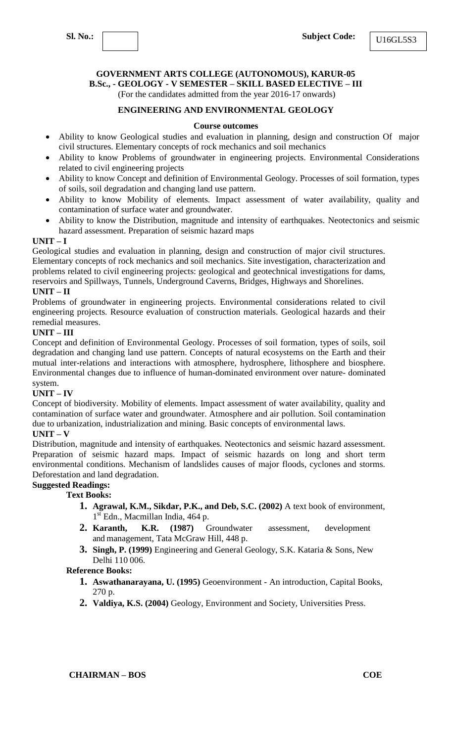**Sl. No.:** **Subject Code:** U16GL5S3

**GOVERNMENT ARTS COLLEGE (AUTONOMOUS), KARUR-05**
**B.Sc., - GEOLOGY - V SEMESTER – SKILL BASED ELECTIVE – III**
(For the candidates admitted from the year 2016-17 onwards)

**ENGINEERING AND ENVIRONMENTAL GEOLOGY**

**Course outcomes**

- Ability to know Geological studies and evaluation in planning, design and construction Of major civil structures. Elementary concepts of rock mechanics and soil mechanics
- Ability to know Problems of groundwater in engineering projects. Environmental Considerations related to civil engineering projects
- Ability to know Concept and definition of Environmental Geology. Processes of soil formation, types of soils, soil degradation and changing land use pattern.
- Ability to know Mobility of elements. Impact assessment of water availability, quality and contamination of surface water and groundwater.
- Ability to know the Distribution, magnitude and intensity of earthquakes. Neotectonics and seismic hazard assessment. Preparation of seismic hazard maps

**UNIT – I**

Geological studies and evaluation in planning, design and construction of major civil structures. Elementary concepts of rock mechanics and soil mechanics. Site investigation, characterization and problems related to civil engineering projects: geological and geotechnical investigations for dams, reservoirs and Spillways, Tunnels, Underground Caverns, Bridges, Highways and Shorelines.

**UNIT – II**

Problems of groundwater in engineering projects. Environmental considerations related to civil engineering projects. Resource evaluation of construction materials. Geological hazards and their remedial measures.

**UNIT – III**

Concept and definition of Environmental Geology. Processes of soil formation, types of soils, soil degradation and changing land use pattern. Concepts of natural ecosystems on the Earth and their mutual inter-relations and interactions with atmosphere, hydrosphere, lithosphere and biosphere. Environmental changes due to influence of human-dominated environment over nature- dominated system.

**UNIT – IV**

Concept of biodiversity. Mobility of elements. Impact assessment of water availability, quality and contamination of surface water and groundwater. Atmosphere and air pollution. Soil contamination due to urbanization, industrialization and mining. Basic concepts of environmental laws.

**UNIT – V**

Distribution, magnitude and intensity of earthquakes. Neotectonics and seismic hazard assessment. Preparation of seismic hazard maps. Impact of seismic hazards on long and short term environmental conditions. Mechanism of landslides causes of major floods, cyclones and storms. Deforestation and land degradation.

**Suggested Readings:**

**Text Books:**

1. **Agrawal, K.M., Sikdar, P.K., and Deb, S.C. (2002)** A text book of environment, 1st Edn., Macmillan India, 464 p.
2. **Karanth, K.R. (1987)** Groundwater assessment, development and management, Tata McGraw Hill, 448 p.
3. **Singh, P. (1999)** Engineering and General Geology, S.K. Kataria & Sons, New Delhi 110 006.

**Reference Books:**

1. **Aswathanarayana, U. (1995)** Geoenvironment - An introduction, Capital Books, 270 p.
2. **Valdiya, K.S. (2004)** Geology, Environment and Society, Universities Press.

**CHAIRMAN – BOS** **COE**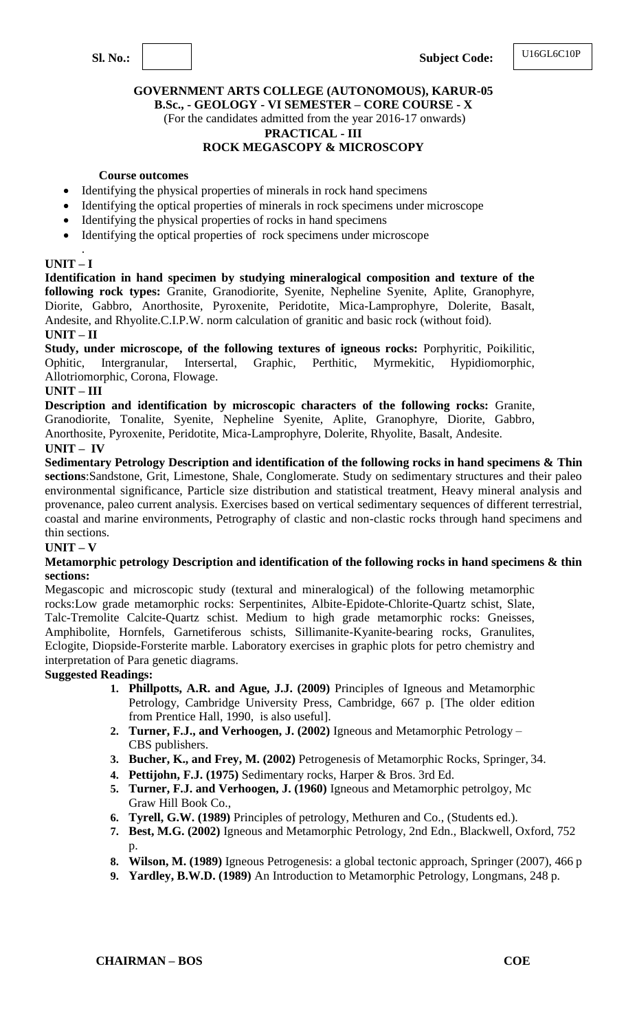**Sl. No.:** | **Subject Code:** U16GL6C10P

**GOVERNMENT ARTS COLLEGE (AUTONOMOUS), KARUR-05**
**B.Sc., - GEOLOGY - VI SEMESTER – CORE COURSE - X**
(For the candidates admitted from the year 2016-17 onwards)
**PRACTICAL - III**
**ROCK MEGASCOPY & MICROSCOPY**

**Course outcomes**

- Identifying the physical properties of minerals in rock hand specimens
- Identifying the optical properties of minerals in rock specimens under microscope
- Identifying the physical properties of rocks in hand specimens
- Identifying the optical properties of rock specimens under microscope

.

**UNIT – I**

**Identification in hand specimen by studying mineralogical composition and texture of the following rock types:** Granite, Granodiorite, Syenite, Nepheline Syenite, Aplite, Granophyre, Diorite, Gabbro, Anorthosite, Pyroxenite, Peridotite, Mica-Lamprophyre, Dolerite, Basalt, Andesite, and Rhyolite.C.I.P.W. norm calculation of granitic and basic rock (without foid).

**UNIT – II**

**Study, under microscope, of the following textures of igneous rocks:** Porphyritic, Poikilitic, Ophitic, Intergranular, Intersertal, Graphic, Perthitic, Myrmekitic, Hypidiomorphic, Allotriomorphic, Corona, Flowage.

**UNIT – III**

**Description and identification by microscopic characters of the following rocks:** Granite, Granodiorite, Tonalite, Syenite, Nepheline Syenite, Aplite, Granophyre, Diorite, Gabbro, Anorthosite, Pyroxenite, Peridotite, Mica-Lamprophyre, Dolerite, Rhyolite, Basalt, Andesite.

**UNIT – IV**

**Sedimentary Petrology Description and identification of the following rocks in hand specimens & Thin sections**:Sandstone, Grit, Limestone, Shale, Conglomerate. Study on sedimentary structures and their paleo environmental significance, Particle size distribution and statistical treatment, Heavy mineral analysis and provenance, paleo current analysis. Exercises based on vertical sedimentary sequences of different terrestrial, coastal and marine environments, Petrography of clastic and non-clastic rocks through hand specimens and thin sections.

**UNIT – V**

**Metamorphic petrology Description and identification of the following rocks in hand specimens & thin sections:**

Megascopic and microscopic study (textural and mineralogical) of the following metamorphic rocks:Low grade metamorphic rocks: Serpentinites, Albite-Epidote-Chlorite-Quartz schist, Slate, Talc-Tremolite Calcite-Quartz schist. Medium to high grade metamorphic rocks: Gneisses, Amphibolite, Hornfels, Garnetiferous schists, Sillimanite-Kyanite-bearing rocks, Granulites, Eclogite, Diopside-Forsterite marble. Laboratory exercises in graphic plots for petro chemistry and interpretation of Para genetic diagrams.

**Suggested Readings:**

1. **Phillpotts, A.R. and Ague, J.J. (2009)** Principles of Igneous and Metamorphic Petrology, Cambridge University Press, Cambridge, 667 p. [The older edition from Prentice Hall, 1990, is also useful].
2. **Turner, F.J., and Verhoogen, J. (2002)** Igneous and Metamorphic Petrology – CBS publishers.
3. **Bucher, K., and Frey, M. (2002)** Petrogenesis of Metamorphic Rocks, Springer, 34.
4. **Pettijohn, F.J. (1975)** Sedimentary rocks, Harper & Bros. 3rd Ed.
5. **Turner, F.J. and Verhoogen, J. (1960)** Igneous and Metamorphic petrolgoy, Mc Graw Hill Book Co.,
6. **Tyrell, G.W. (1989)** Principles of petrology, Methuren and Co., (Students ed.).
7. **Best, M.G. (2002)** Igneous and Metamorphic Petrology, 2nd Edn., Blackwell, Oxford, 752 p.
8. **Wilson, M. (1989)** Igneous Petrogenesis: a global tectonic approach, Springer (2007), 466 p
9. **Yardley, B.W.D. (1989)** An Introduction to Metamorphic Petrology, Longmans, 248 p.

**CHAIRMAN – BOS** **COE**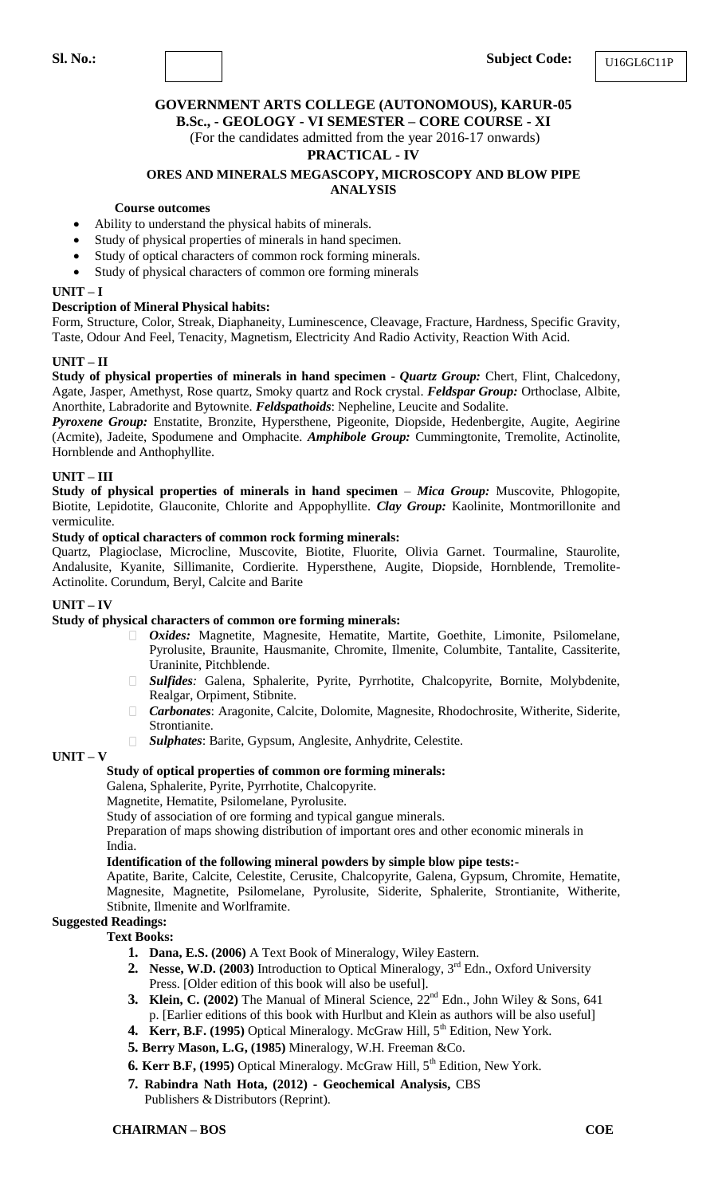**Sl. No.:** | | **Subject Code:** U16GL6C11P

**GOVERNMENT ARTS COLLEGE (AUTONOMOUS), KARUR-05**

**B.Sc., - GEOLOGY - VI SEMESTER – CORE COURSE - XI**

(For the candidates admitted from the year 2016-17 onwards)

**PRACTICAL - IV**

**ORES AND MINERALS MEGASCOPY, MICROSCOPY AND BLOW PIPE ANALYSIS**

**Course outcomes**

- Ability to understand the physical habits of minerals.
- Study of physical properties of minerals in hand specimen.
- Study of optical characters of common rock forming minerals.
- Study of physical characters of common ore forming minerals

**UNIT – I**

**Description of Mineral Physical habits:**

Form, Structure, Color, Streak, Diaphaneity, Luminescence, Cleavage, Fracture, Hardness, Specific Gravity, Taste, Odour And Feel, Tenacity, Magnetism, Electricity And Radio Activity, Reaction With Acid.

**UNIT – II**

**Study of physical properties of minerals in hand specimen** - ***Quartz Group:*** Chert, Flint, Chalcedony, Agate, Jasper, Amethyst, Rose quartz, Smoky quartz and Rock crystal. ***Feldspar Group:*** Orthoclase, Albite, Anorthite, Labradorite and Bytownite. ***Feldspathoids***: Nepheline, Leucite and Sodalite.

***Pyroxene Group:*** Enstatite, Bronzite, Hypersthene, Pigeonite, Diopside, Hedenbergite, Augite, Aegirine (Acmite), Jadeite, Spodumene and Omphacite. ***Amphibole Group:*** Cummingtonite, Tremolite, Actinolite, Hornblende and Anthophyllite.

**UNIT – III**

**Study of physical properties of minerals in hand specimen** – ***Mica Group:*** Muscovite, Phlogopite, Biotite, Lepidotite, Glauconite, Chlorite and Appophyllite. ***Clay Group:*** Kaolinite, Montmorillonite and vermiculite.

**Study of optical characters of common rock forming minerals:**

Quartz, Plagioclase, Microcline, Muscovite, Biotite, Fluorite, Olivia Garnet. Tourmaline, Staurolite, Andalusite, Kyanite, Sillimanite, Cordierite. Hypersthene, Augite, Diopside, Hornblende, Tremolite-Actinolite. Corundum, Beryl, Calcite and Barite

**UNIT – IV**

**Study of physical characters of common ore forming minerals:**

- ***Oxides:*** Magnetite, Magnesite, Hematite, Martite, Goethite, Limonite, Psilomelane, Pyrolusite, Braunite, Hausmanite, Chromite, Ilmenite, Columbite, Tantalite, Cassiterite, Uraninite, Pitchblende.
- ***Sulfides:*** Galena, Sphalerite, Pyrite, Pyrrhotite, Chalcopyrite, Bornite, Molybdenite, Realgar, Orpiment, Stibnite.
- ***Carbonates***: Aragonite, Calcite, Dolomite, Magnesite, Rhodochrosite, Witherite, Siderite, Strontianite.
- ***Sulphates***: Barite, Gypsum, Anglesite, Anhydrite, Celestite.

**UNIT – V**

**Study of optical properties of common ore forming minerals:**

Galena, Sphalerite, Pyrite, Pyrrhotite, Chalcopyrite.

Magnetite, Hematite, Psilomelane, Pyrolusite.

Study of association of ore forming and typical gangue minerals.

Preparation of maps showing distribution of important ores and other economic minerals in India.

**Identification of the following mineral powders by simple blow pipe tests:-**

Apatite, Barite, Calcite, Celestite, Cerusite, Chalcopyrite, Galena, Gypsum, Chromite, Hematite, Magnesite, Magnetite, Psilomelane, Pyrolusite, Siderite, Sphalerite, Strontianite, Witherite, Stibnite, Ilmenite and Worlframite.

**Suggested Readings:**

**Text Books:**

1. **Dana, E.S. (2006)** A Text Book of Mineralogy, Wiley Eastern.
2. **Nesse, W.D. (2003)** Introduction to Optical Mineralogy, 3rd Edn., Oxford University Press. [Older edition of this book will also be useful].
3. **Klein, C. (2002)** The Manual of Mineral Science, 22nd Edn., John Wiley & Sons, 641 p. [Earlier editions of this book with Hurlbut and Klein as authors will be also useful]
4. **Kerr, B.F. (1995)** Optical Mineralogy. McGraw Hill, 5th Edition, New York.
5. **Berry Mason, L.G, (1985)** Mineralogy, W.H. Freeman &Co.
6. **Kerr B.F, (1995)** Optical Mineralogy. McGraw Hill, 5th Edition, New York.
7. **Rabindra Nath Hota, (2012) - Geochemical Analysis,** CBS Publishers & Distributors (Reprint).

**CHAIRMAN – BOS** **COE**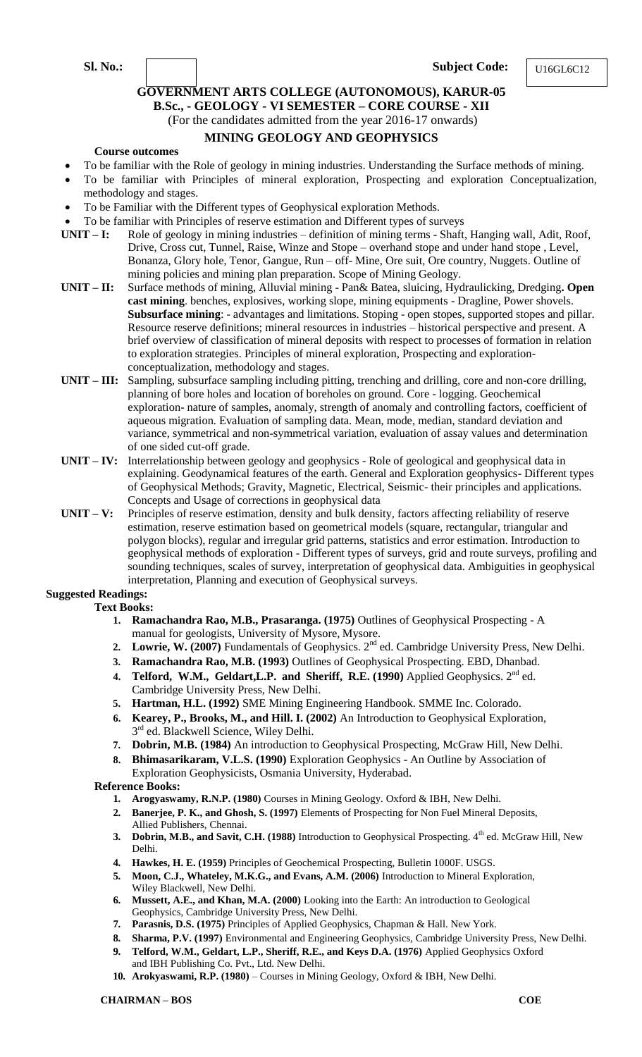**Sl. No.:** | | **Subject Code:** U16GL6C12

**GOVERNMENT ARTS COLLEGE (AUTONOMOUS), KARUR-05**

**B.Sc., - GEOLOGY - VI SEMESTER – CORE COURSE - XII**

(For the candidates admitted from the year 2016-17 onwards)

## MINING GEOLOGY AND GEOPHYSICS

**Course outcomes**

- To be familiar with the Role of geology in mining industries. Understanding the Surface methods of mining.
- To be familiar with Principles of mineral exploration, Prospecting and exploration Conceptualization, methodology and stages.
- To be Familiar with the Different types of Geophysical exploration Methods.
- To be familiar with Principles of reserve estimation and Different types of surveys

**UNIT – I:** Role of geology in mining industries – definition of mining terms - Shaft, Hanging wall, Adit, Roof, Drive, Cross cut, Tunnel, Raise, Winze and Stope – overhand stope and under hand stope , Level, Bonanza, Glory hole, Tenor, Gangue, Run – off- Mine, Ore suit, Ore country, Nuggets. Outline of mining policies and mining plan preparation. Scope of Mining Geology.

**UNIT – II:** Surface methods of mining, Alluvial mining - Pan& Batea, sluicing, Hydraulicking, Dredging**. Open cast mining**. benches, explosives, working slope, mining equipments - Dragline, Power shovels. **Subsurface mining**: - advantages and limitations. Stoping - open stopes, supported stopes and pillar. Resource reserve definitions; mineral resources in industries – historical perspective and present. A brief overview of classification of mineral deposits with respect to processes of formation in relation to exploration strategies. Principles of mineral exploration, Prospecting and exploration-conceptualization, methodology and stages.

**UNIT – III:** Sampling, subsurface sampling including pitting, trenching and drilling, core and non-core drilling, planning of bore holes and location of boreholes on ground. Core - logging. Geochemical exploration- nature of samples, anomaly, strength of anomaly and controlling factors, coefficient of aqueous migration. Evaluation of sampling data. Mean, mode, median, standard deviation and variance, symmetrical and non-symmetrical variation, evaluation of assay values and determination of one sided cut-off grade.

**UNIT – IV:** Interrelationship between geology and geophysics - Role of geological and geophysical data in explaining. Geodynamical features of the earth. General and Exploration geophysics- Different types of Geophysical Methods; Gravity, Magnetic, Electrical, Seismic- their principles and applications. Concepts and Usage of corrections in geophysical data

**UNIT – V:** Principles of reserve estimation, density and bulk density, factors affecting reliability of reserve estimation, reserve estimation based on geometrical models (square, rectangular, triangular and polygon blocks), regular and irregular grid patterns, statistics and error estimation. Introduction to geophysical methods of exploration - Different types of surveys, grid and route surveys, profiling and sounding techniques, scales of survey, interpretation of geophysical data. Ambiguities in geophysical interpretation, Planning and execution of Geophysical surveys.

**Suggested Readings:**

**Text Books:**

1. **Ramachandra Rao, M.B., Prasaranga. (1975)** Outlines of Geophysical Prospecting - A manual for geologists, University of Mysore, Mysore.
2. **Lowrie, W. (2007)** Fundamentals of Geophysics. 2nd ed. Cambridge University Press, New Delhi.
3. **Ramachandra Rao, M.B. (1993)** Outlines of Geophysical Prospecting. EBD, Dhanbad.
4. **Telford, W.M., Geldart,L.P. and Sheriff, R.E. (1990)** Applied Geophysics. 2nd ed. Cambridge University Press, New Delhi.
5. **Hartman, H.L. (1992)** SME Mining Engineering Handbook. SMME Inc. Colorado.
6. **Kearey, P., Brooks, M., and Hill. I. (2002)** An Introduction to Geophysical Exploration, 3rd ed. Blackwell Science, Wiley Delhi.
7. **Dobrin, M.B. (1984)** An introduction to Geophysical Prospecting, McGraw Hill, New Delhi.
8. **Bhimasarikaram, V.L.S. (1990)** Exploration Geophysics - An Outline by Association of Exploration Geophysicists, Osmania University, Hyderabad.

**Reference Books:**

1. **Arogyaswamy, R.N.P. (1980)** Courses in Mining Geology. Oxford & IBH, New Delhi.
2. **Banerjee, P. K., and Ghosh, S. (1997)** Elements of Prospecting for Non Fuel Mineral Deposits, Allied Publishers, Chennai.
3. **Dobrin, M.B., and Savit, C.H. (1988)** Introduction to Geophysical Prospecting. 4th ed. McGraw Hill, New Delhi.
4. **Hawkes, H. E. (1959)** Principles of Geochemical Prospecting, Bulletin 1000F. USGS.
5. **Moon, C.J., Whateley, M.K.G., and Evans, A.M. (2006)** Introduction to Mineral Exploration, Wiley Blackwell, New Delhi.
6. **Mussett, A.E., and Khan, M.A. (2000)** Looking into the Earth: An introduction to Geological Geophysics, Cambridge University Press, New Delhi.
7. **Parasnis, D.S. (1975)** Principles of Applied Geophysics, Chapman & Hall. New York.
8. **Sharma, P.V. (1997)** Environmental and Engineering Geophysics, Cambridge University Press, New Delhi.
9. **Telford, W.M., Geldart, L.P., Sheriff, R.E., and Keys D.A. (1976)** Applied Geophysics Oxford and IBH Publishing Co. Pvt., Ltd. New Delhi.
10. **Arokyaswami, R.P. (1980)** – Courses in Mining Geology, Oxford & IBH, New Delhi.

**CHAIRMAN – BOS** **COE**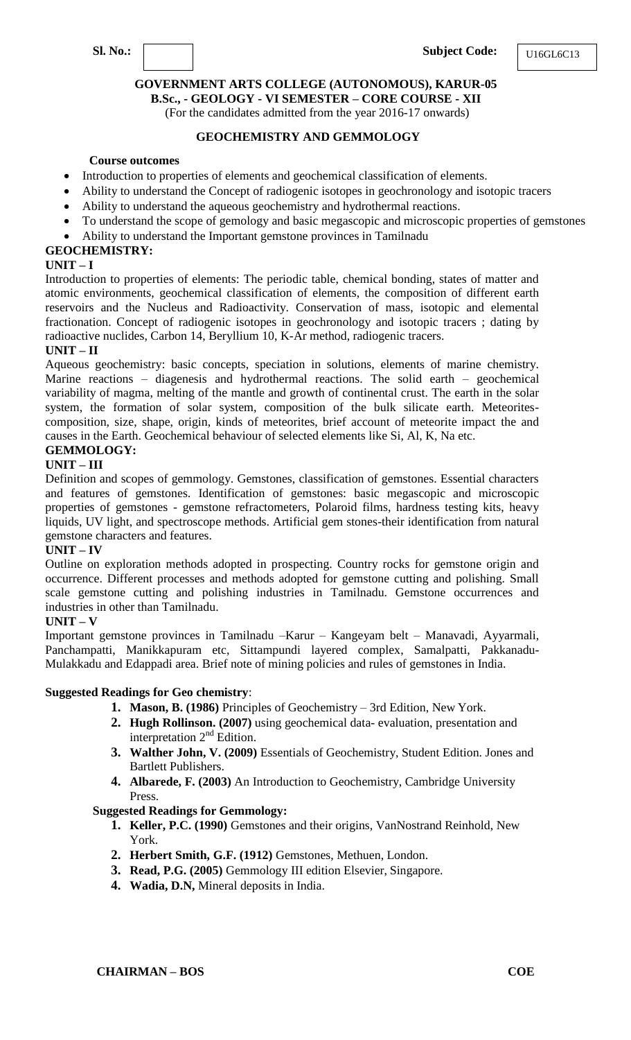**Sl. No.:** | | **Subject Code:** U16GL6C13

**GOVERNMENT ARTS COLLEGE (AUTONOMOUS), KARUR-05**
**B.Sc., - GEOLOGY - VI SEMESTER – CORE COURSE - XII**
(For the candidates admitted from the year 2016-17 onwards)

## GEOCHEMISTRY AND GEMMOLOGY

**Course outcomes**

- Introduction to properties of elements and geochemical classification of elements.
- Ability to understand the Concept of radiogenic isotopes in geochronology and isotopic tracers
- Ability to understand the aqueous geochemistry and hydrothermal reactions.
- To understand the scope of gemology and basic megascopic and microscopic properties of gemstones
- Ability to understand the Important gemstone provinces in Tamilnadu

### GEOCHEMISTRY:

**UNIT – I**

Introduction to properties of elements: The periodic table, chemical bonding, states of matter and atomic environments, geochemical classification of elements, the composition of different earth reservoirs and the Nucleus and Radioactivity. Conservation of mass, isotopic and elemental fractionation. Concept of radiogenic isotopes in geochronology and isotopic tracers ; dating by radioactive nuclides, Carbon 14, Beryllium 10, K-Ar method, radiogenic tracers.

**UNIT – II**

Aqueous geochemistry: basic concepts, speciation in solutions, elements of marine chemistry. Marine reactions – diagenesis and hydrothermal reactions. The solid earth – geochemical variability of magma, melting of the mantle and growth of continental crust. The earth in the solar system, the formation of solar system, composition of the bulk silicate earth. Meteorites-composition, size, shape, origin, kinds of meteorites, brief account of meteorite impact the and causes in the Earth. Geochemical behaviour of selected elements like Si, Al, K, Na etc.

### GEMMOLOGY:

**UNIT – III**

Definition and scopes of gemmology. Gemstones, classification of gemstones. Essential characters and features of gemstones. Identification of gemstones: basic megascopic and microscopic properties of gemstones - gemstone refractometers, Polaroid films, hardness testing kits, heavy liquids, UV light, and spectroscope methods. Artificial gem stones-their identification from natural gemstone characters and features.

**UNIT – IV**

Outline on exploration methods adopted in prospecting. Country rocks for gemstone origin and occurrence. Different processes and methods adopted for gemstone cutting and polishing. Small scale gemstone cutting and polishing industries in Tamilnadu. Gemstone occurrences and industries in other than Tamilnadu.

**UNIT – V**

Important gemstone provinces in Tamilnadu –Karur – Kangeyam belt – Manavadi, Ayyarmali, Panchampatti, Manikkapuram etc, Sittampundi layered complex, Samalpatti, Pakkanadu-Mulakkadu and Edappadi area. Brief note of mining policies and rules of gemstones in India.

**Suggested Readings for Geo chemistry**:

1. **Mason, B. (1986)** Principles of Geochemistry – 3rd Edition, New York.
2. **Hugh Rollinson. (2007)** using geochemical data- evaluation, presentation and interpretation 2nd Edition.
3. **Walther John, V. (2009)** Essentials of Geochemistry, Student Edition. Jones and Bartlett Publishers.
4. **Albarede, F. (2003)** An Introduction to Geochemistry, Cambridge University Press.

**Suggested Readings for Gemmology:**

1. **Keller, P.C. (1990)** Gemstones and their origins, VanNostrand Reinhold, New York.
2. **Herbert Smith, G.F. (1912)** Gemstones, Methuen, London.
3. **Read, P.G. (2005)** Gemmology III edition Elsevier, Singapore.
4. **Wadia, D.N,** Mineral deposits in India.

**CHAIRMAN – BOS** **COE**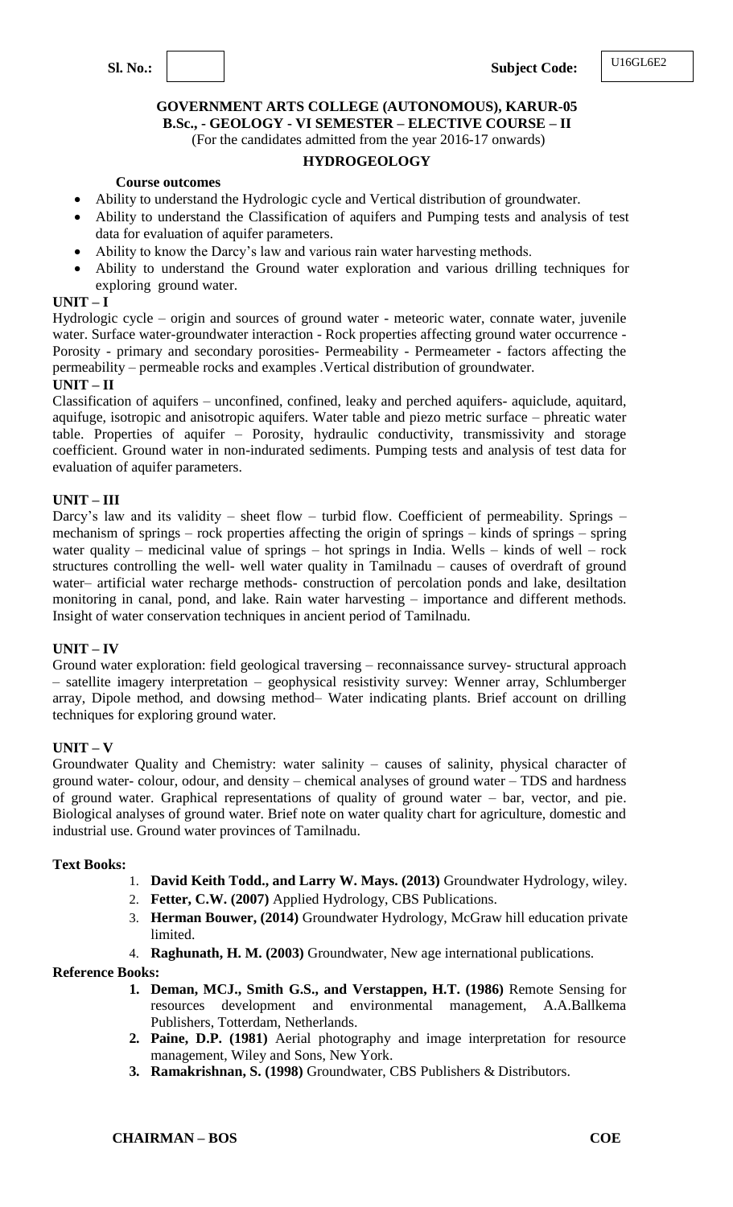Sl. No.: | | Subject Code: U16GL6E2

**GOVERNMENT ARTS COLLEGE (AUTONOMOUS), KARUR-05**
**B.Sc., - GEOLOGY - VI SEMESTER – ELECTIVE COURSE – II**
(For the candidates admitted from the year 2016-17 onwards)

## HYDROGEOLOGY

**Course outcomes**

- Ability to understand the Hydrologic cycle and Vertical distribution of groundwater.
- Ability to understand the Classification of aquifers and Pumping tests and analysis of test data for evaluation of aquifer parameters.
- Ability to know the Darcy's law and various rain water harvesting methods.
- Ability to understand the Ground water exploration and various drilling techniques for exploring ground water.

**UNIT – I**

Hydrologic cycle – origin and sources of ground water - meteoric water, connate water, juvenile water. Surface water-groundwater interaction - Rock properties affecting ground water occurrence - Porosity - primary and secondary porosities- Permeability - Permeameter - factors affecting the permeability – permeable rocks and examples .Vertical distribution of groundwater.

**UNIT – II**

Classification of aquifers – unconfined, confined, leaky and perched aquifers- aquiclude, aquitard, aquifuge, isotropic and anisotropic aquifers. Water table and piezo metric surface – phreatic water table. Properties of aquifer – Porosity, hydraulic conductivity, transmissivity and storage coefficient. Ground water in non-indurated sediments. Pumping tests and analysis of test data for evaluation of aquifer parameters.

**UNIT – III**

Darcy's law and its validity – sheet flow – turbid flow. Coefficient of permeability. Springs – mechanism of springs – rock properties affecting the origin of springs – kinds of springs – spring water quality – medicinal value of springs – hot springs in India. Wells – kinds of well – rock structures controlling the well- well water quality in Tamilnadu – causes of overdraft of ground water– artificial water recharge methods- construction of percolation ponds and lake, desiltation monitoring in canal, pond, and lake. Rain water harvesting – importance and different methods. Insight of water conservation techniques in ancient period of Tamilnadu.

**UNIT – IV**

Ground water exploration: field geological traversing – reconnaissance survey- structural approach – satellite imagery interpretation – geophysical resistivity survey: Wenner array, Schlumberger array, Dipole method, and dowsing method– Water indicating plants. Brief account on drilling techniques for exploring ground water.

**UNIT – V**

Groundwater Quality and Chemistry: water salinity – causes of salinity, physical character of ground water- colour, odour, and density – chemical analyses of ground water – TDS and hardness of ground water. Graphical representations of quality of ground water – bar, vector, and pie. Biological analyses of ground water. Brief note on water quality chart for agriculture, domestic and industrial use. Ground water provinces of Tamilnadu.

**Text Books:**

1. **David Keith Todd., and Larry W. Mays. (2013)** Groundwater Hydrology, wiley.
2. **Fetter, C.W. (2007)** Applied Hydrology, CBS Publications.
3. **Herman Bouwer, (2014)** Groundwater Hydrology, McGraw hill education private limited.
4. **Raghunath, H. M. (2003)** Groundwater, New age international publications.

**Reference Books:**

1. **Deman, MCJ., Smith G.S., and Verstappen, H.T. (1986)** Remote Sensing for resources development and environmental management, A.A.Ballkema Publishers, Totterdam, Netherlands.
2. **Paine, D.P. (1981)** Aerial photography and image interpretation for resource management, Wiley and Sons, New York.
3. **Ramakrishnan, S. (1998)** Groundwater, CBS Publishers & Distributors.

**CHAIRMAN – BOS** **COE**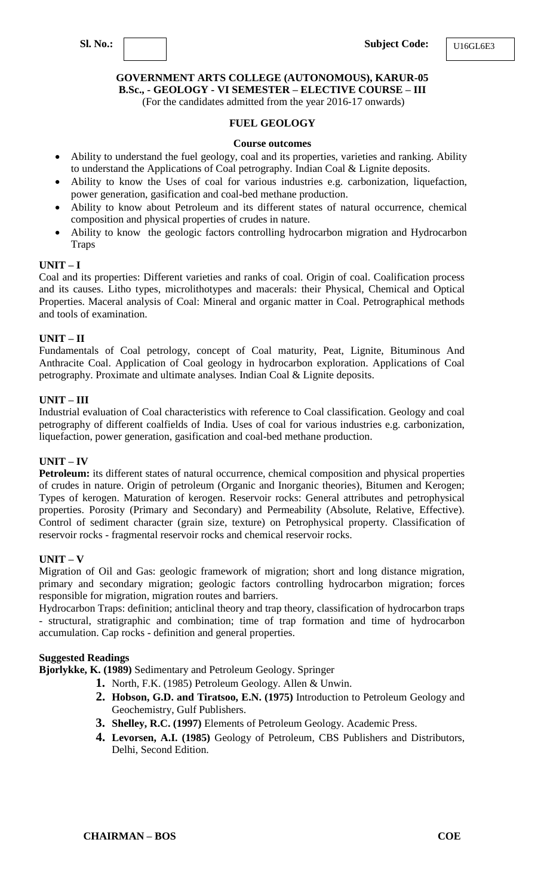**Sl. No.:** | | **Subject Code:** | U16GL6E3 |

**GOVERNMENT ARTS COLLEGE (AUTONOMOUS), KARUR-05**
**B.Sc., - GEOLOGY - VI SEMESTER – ELECTIVE COURSE – III**
(For the candidates admitted from the year 2016-17 onwards)

## FUEL GEOLOGY

### Course outcomes

- Ability to understand the fuel geology, coal and its properties, varieties and ranking. Ability to understand the Applications of Coal petrography. Indian Coal & Lignite deposits.
- Ability to know the Uses of coal for various industries e.g. carbonization, liquefaction, power generation, gasification and coal-bed methane production.
- Ability to know about Petroleum and its different states of natural occurrence, chemical composition and physical properties of crudes in nature.
- Ability to know the geologic factors controlling hydrocarbon migration and Hydrocarbon Traps

### UNIT – I

Coal and its properties: Different varieties and ranks of coal. Origin of coal. Coalification process and its causes. Litho types, microlithotypes and macerals: their Physical, Chemical and Optical Properties. Maceral analysis of Coal: Mineral and organic matter in Coal. Petrographical methods and tools of examination.

### UNIT – II

Fundamentals of Coal petrology, concept of Coal maturity, Peat, Lignite, Bituminous And Anthracite Coal. Application of Coal geology in hydrocarbon exploration. Applications of Coal petrography. Proximate and ultimate analyses. Indian Coal & Lignite deposits.

### UNIT – III

Industrial evaluation of Coal characteristics with reference to Coal classification. Geology and coal petrography of different coalfields of India. Uses of coal for various industries e.g. carbonization, liquefaction, power generation, gasification and coal-bed methane production.

### UNIT – IV

**Petroleum:** its different states of natural occurrence, chemical composition and physical properties of crudes in nature. Origin of petroleum (Organic and Inorganic theories), Bitumen and Kerogen; Types of kerogen. Maturation of kerogen. Reservoir rocks: General attributes and petrophysical properties. Porosity (Primary and Secondary) and Permeability (Absolute, Relative, Effective). Control of sediment character (grain size, texture) on Petrophysical property. Classification of reservoir rocks - fragmental reservoir rocks and chemical reservoir rocks.

### UNIT – V

Migration of Oil and Gas: geologic framework of migration; short and long distance migration, primary and secondary migration; geologic factors controlling hydrocarbon migration; forces responsible for migration, migration routes and barriers.

Hydrocarbon Traps: definition; anticlinal theory and trap theory, classification of hydrocarbon traps - structural, stratigraphic and combination; time of trap formation and time of hydrocarbon accumulation. Cap rocks - definition and general properties.

**Suggested Readings**

**Bjorlykke, K. (1989)** Sedimentary and Petroleum Geology. Springer

1. North, F.K. (1985) Petroleum Geology. Allen & Unwin.
2. **Hobson, G.D. and Tiratsoo, E.N. (1975)** Introduction to Petroleum Geology and Geochemistry, Gulf Publishers.
3. **Shelley, R.C. (1997)** Elements of Petroleum Geology. Academic Press.
4. **Levorsen, A.I. (1985)** Geology of Petroleum, CBS Publishers and Distributors, Delhi, Second Edition.

**CHAIRMAN – BOS** **COE**